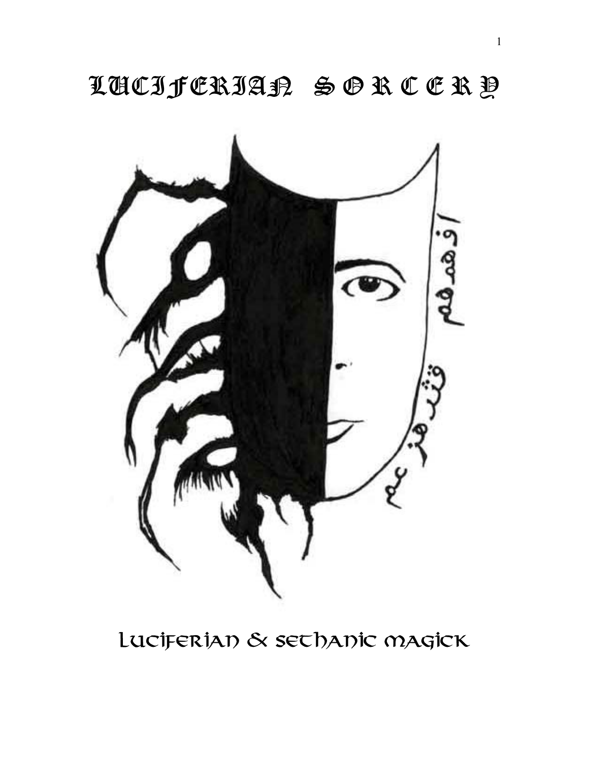# LUCIFERIAN SORCERY

Luciferian & Sethanic Magick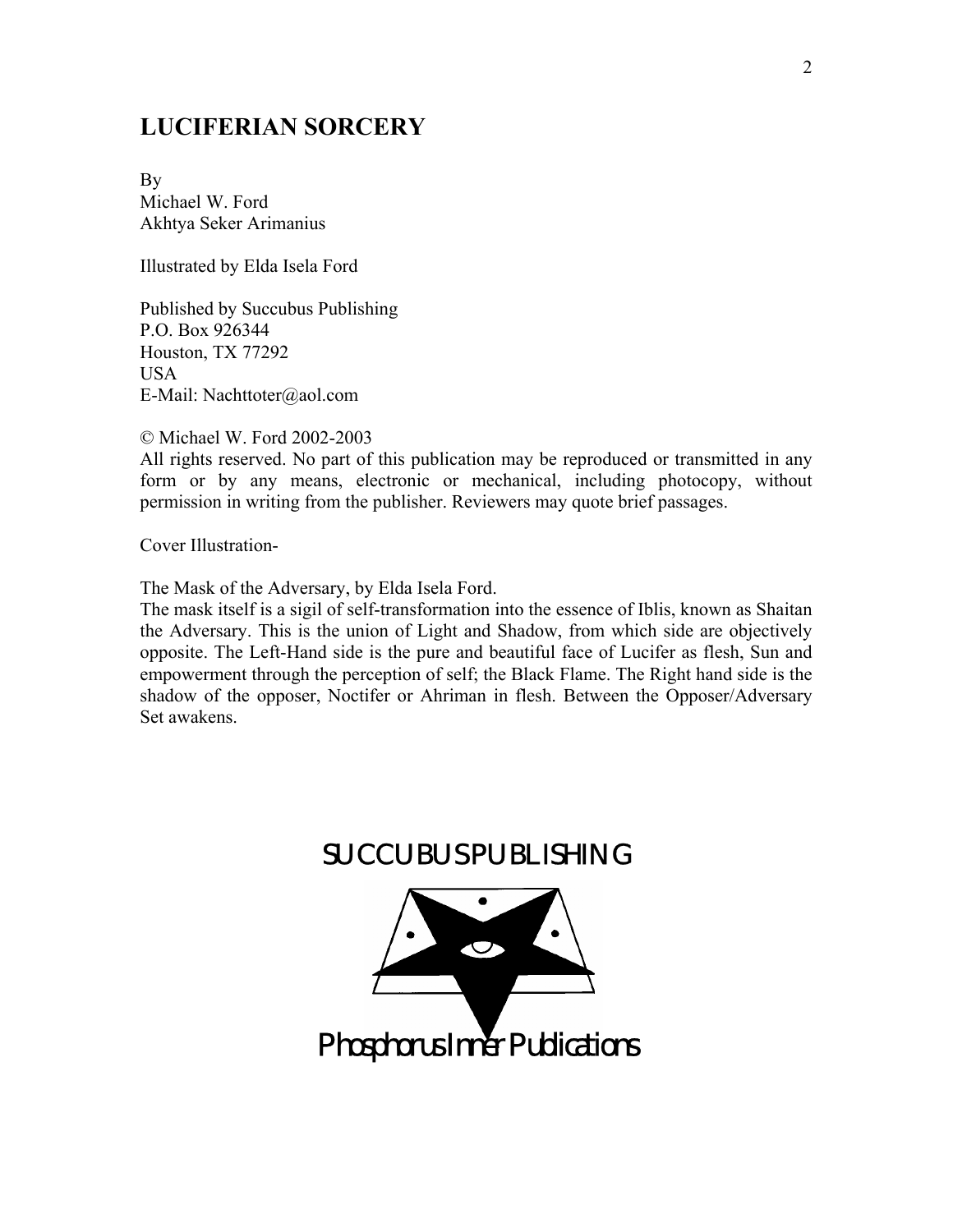## LUCIFERIAN SORCERY

By
Michael W. Ford
Akhtya Seker Arimanius

Illustrated by Elda Isela Ford

Published by Succubus Publishing
P.O. Box 926344
Houston, TX 77292
USA
E-Mail: Nachttoter@aol.com

© Michael W. Ford 2002-2003
All rights reserved. No part of this publication may be reproduced or transmitted in any form or by any means, electronic or mechanical, including photocopy, without permission in writing from the publisher. Reviewers may quote brief passages.

Cover Illustration-

The Mask of the Adversary, by Elda Isela Ford.
The mask itself is a sigil of self-transformation into the essence of Iblis, known as Shaitan the Adversary. This is the union of Light and Shadow, from which side are objectively opposite. The Left-Hand side is the pure and beautiful face of Lucifer as flesh, Sun and empowerment through the perception of self; the Black Flame. The Right hand side is the shadow of the opposer, Noctifer or Ahriman in flesh. Between the Opposer/Adversary Set awakens.

SUCCUBUS PUBLISHING

Phosphorus Inner Publications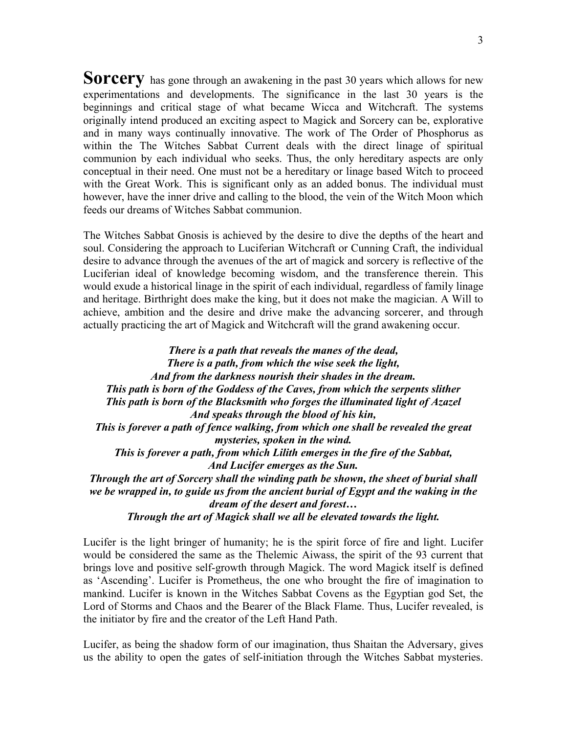**Sorcery** has gone through an awakening in the past 30 years which allows for new experimentations and developments. The significance in the last 30 years is the beginnings and critical stage of what became Wicca and Witchcraft. The systems originally intend produced an exciting aspect to Magick and Sorcery can be, explorative and in many ways continually innovative. The work of The Order of Phosphorus as within the The Witches Sabbat Current deals with the direct linage of spiritual communion by each individual who seeks. Thus, the only hereditary aspects are only conceptual in their need. One must not be a hereditary or linage based Witch to proceed with the Great Work. This is significant only as an added bonus. The individual must however, have the inner drive and calling to the blood, the vein of the Witch Moon which feeds our dreams of Witches Sabbat communion.

The Witches Sabbat Gnosis is achieved by the desire to dive the depths of the heart and soul. Considering the approach to Luciferian Witchcraft or Cunning Craft, the individual desire to advance through the avenues of the art of magick and sorcery is reflective of the Luciferian ideal of knowledge becoming wisdom, and the transference therein. This would exude a historical linage in the spirit of each individual, regardless of family linage and heritage. Birthright does make the king, but it does not make the magician. A Will to achieve, ambition and the desire and drive make the advancing sorcerer, and through actually practicing the art of Magick and Witchcraft will the grand awakening occur.

***There is a path that reveals the manes of the dead,***
***There is a path, from which the wise seek the light,***
***And from the darkness nourish their shades in the dream.***
***This path is born of the Goddess of the Caves, from which the serpents slither***
***This path is born of the Blacksmith who forges the illuminated light of Azazel***
***And speaks through the blood of his kin,***
***This is forever a path of fence walking, from which one shall be revealed the great mysteries, spoken in the wind.***
***This is forever a path, from which Lilith emerges in the fire of the Sabbat,***
***And Lucifer emerges as the Sun.***
***Through the art of Sorcery shall the winding path be shown, the sheet of burial shall we be wrapped in, to guide us from the ancient burial of Egypt and the waking in the dream of the desert and forest…***
***Through the art of Magick shall we all be elevated towards the light.***

Lucifer is the light bringer of humanity; he is the spirit force of fire and light. Lucifer would be considered the same as the Thelemic Aiwass, the spirit of the 93 current that brings love and positive self-growth through Magick. The word Magick itself is defined as 'Ascending'. Lucifer is Prometheus, the one who brought the fire of imagination to mankind. Lucifer is known in the Witches Sabbat Covens as the Egyptian god Set, the Lord of Storms and Chaos and the Bearer of the Black Flame. Thus, Lucifer revealed, is the initiator by fire and the creator of the Left Hand Path.

Lucifer, as being the shadow form of our imagination, thus Shaitan the Adversary, gives us the ability to open the gates of self-initiation through the Witches Sabbat mysteries.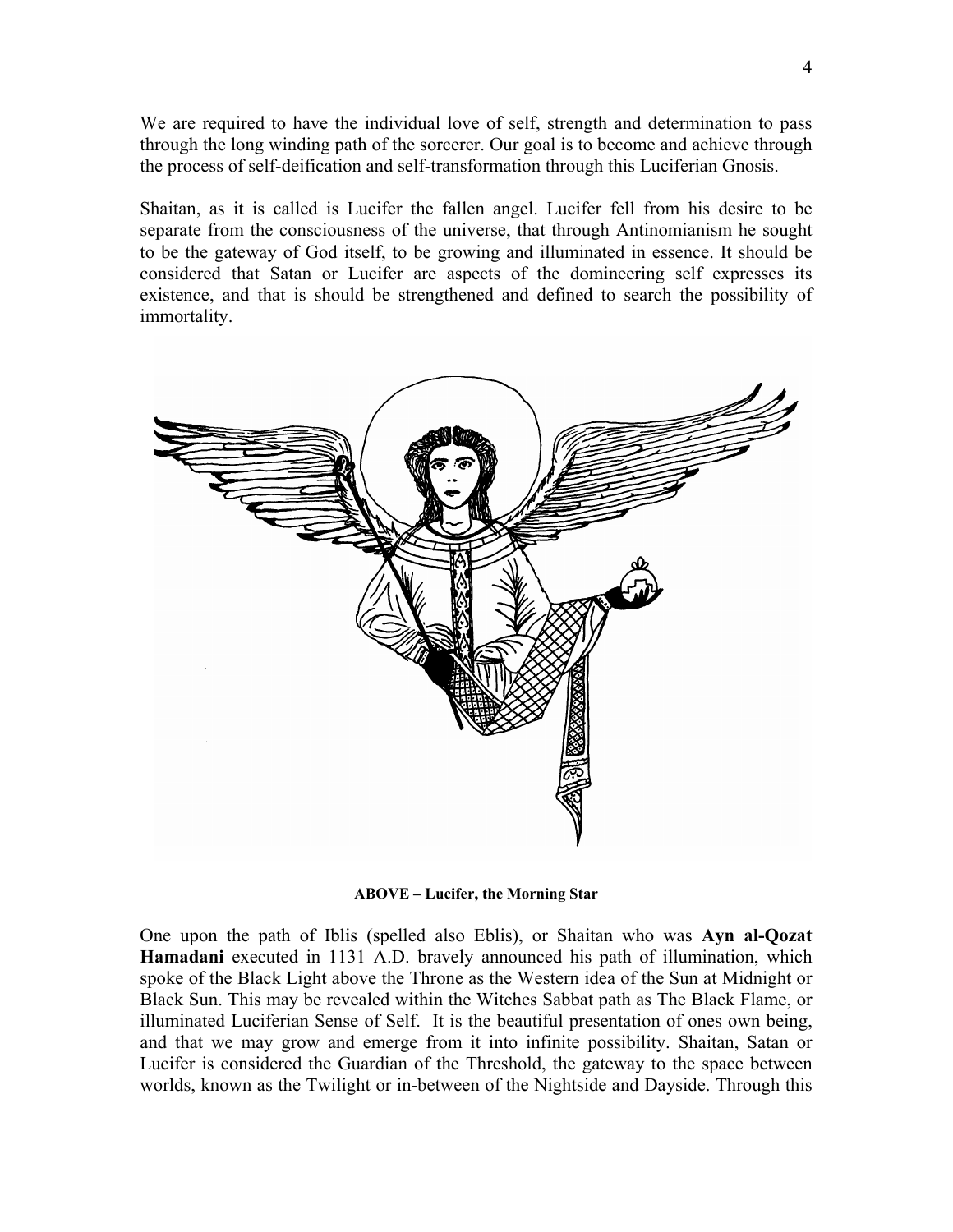We are required to have the individual love of self, strength and determination to pass through the long winding path of the sorcerer. Our goal is to become and achieve through the process of self-deification and self-transformation through this Luciferian Gnosis.

Shaitan, as it is called is Lucifer the fallen angel. Lucifer fell from his desire to be separate from the consciousness of the universe, that through Antinomianism he sought to be the gateway of God itself, to be growing and illuminated in essence. It should be considered that Satan or Lucifer are aspects of the domineering self expresses its existence, and that is should be strengthened and defined to search the possibility of immortality.

**ABOVE – Lucifer, the Morning Star**

One upon the path of Iblis (spelled also Eblis), or Shaitan who was **Ayn al-Qozat Hamadani** executed in 1131 A.D. bravely announced his path of illumination, which spoke of the Black Light above the Throne as the Western idea of the Sun at Midnight or Black Sun. This may be revealed within the Witches Sabbat path as The Black Flame, or illuminated Luciferian Sense of Self. It is the beautiful presentation of ones own being, and that we may grow and emerge from it into infinite possibility. Shaitan, Satan or Lucifer is considered the Guardian of the Threshold, the gateway to the space between worlds, known as the Twilight or in-between of the Nightside and Dayside. Through this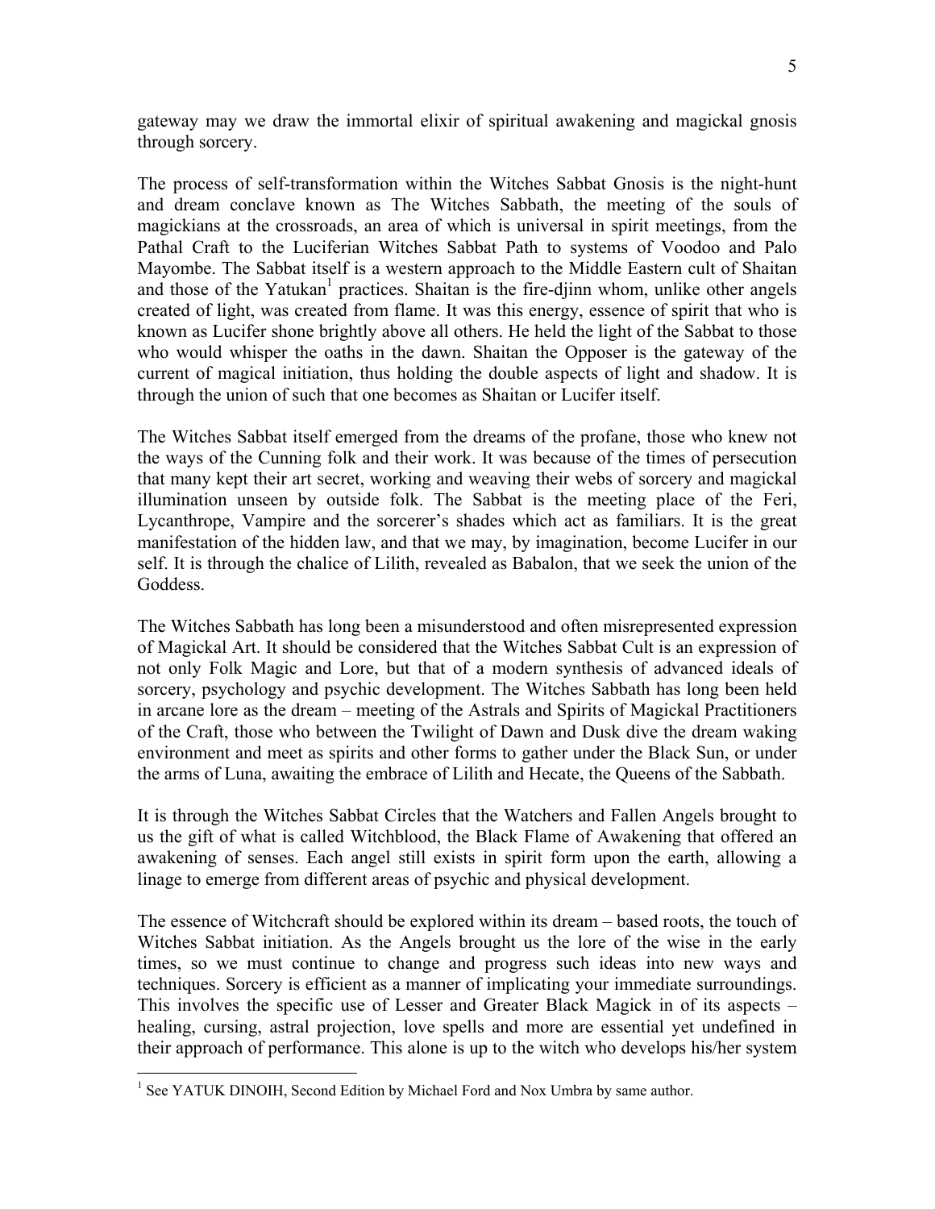gateway may we draw the immortal elixir of spiritual awakening and magickal gnosis through sorcery.

The process of self-transformation within the Witches Sabbat Gnosis is the night-hunt and dream conclave known as The Witches Sabbath, the meeting of the souls of magickians at the crossroads, an area of which is universal in spirit meetings, from the Pathal Craft to the Luciferian Witches Sabbat Path to systems of Voodoo and Palo Mayombe. The Sabbat itself is a western approach to the Middle Eastern cult of Shaitan and those of the Yatukan[1] practices. Shaitan is the fire-djinn whom, unlike other angels created of light, was created from flame. It was this energy, essence of spirit that who is known as Lucifer shone brightly above all others. He held the light of the Sabbat to those who would whisper the oaths in the dawn. Shaitan the Opposer is the gateway of the current of magical initiation, thus holding the double aspects of light and shadow. It is through the union of such that one becomes as Shaitan or Lucifer itself.

The Witches Sabbat itself emerged from the dreams of the profane, those who knew not the ways of the Cunning folk and their work. It was because of the times of persecution that many kept their art secret, working and weaving their webs of sorcery and magickal illumination unseen by outside folk. The Sabbat is the meeting place of the Feri, Lycanthrope, Vampire and the sorcerer's shades which act as familiars. It is the great manifestation of the hidden law, and that we may, by imagination, become Lucifer in our self. It is through the chalice of Lilith, revealed as Babalon, that we seek the union of the Goddess.

The Witches Sabbath has long been a misunderstood and often misrepresented expression of Magickal Art. It should be considered that the Witches Sabbat Cult is an expression of not only Folk Magic and Lore, but that of a modern synthesis of advanced ideals of sorcery, psychology and psychic development. The Witches Sabbath has long been held in arcane lore as the dream – meeting of the Astrals and Spirits of Magickal Practitioners of the Craft, those who between the Twilight of Dawn and Dusk dive the dream waking environment and meet as spirits and other forms to gather under the Black Sun, or under the arms of Luna, awaiting the embrace of Lilith and Hecate, the Queens of the Sabbath.

It is through the Witches Sabbat Circles that the Watchers and Fallen Angels brought to us the gift of what is called Witchblood, the Black Flame of Awakening that offered an awakening of senses. Each angel still exists in spirit form upon the earth, allowing a linage to emerge from different areas of psychic and physical development.

The essence of Witchcraft should be explored within its dream – based roots, the touch of Witches Sabbat initiation. As the Angels brought us the lore of the wise in the early times, so we must continue to change and progress such ideas into new ways and techniques. Sorcery is efficient as a manner of implicating your immediate surroundings. This involves the specific use of Lesser and Greater Black Magick in of its aspects – healing, cursing, astral projection, love spells and more are essential yet undefined in their approach of performance. This alone is up to the witch who develops his/her system

[1] See YATUK DINOIH, Second Edition by Michael Ford and Nox Umbra by same author.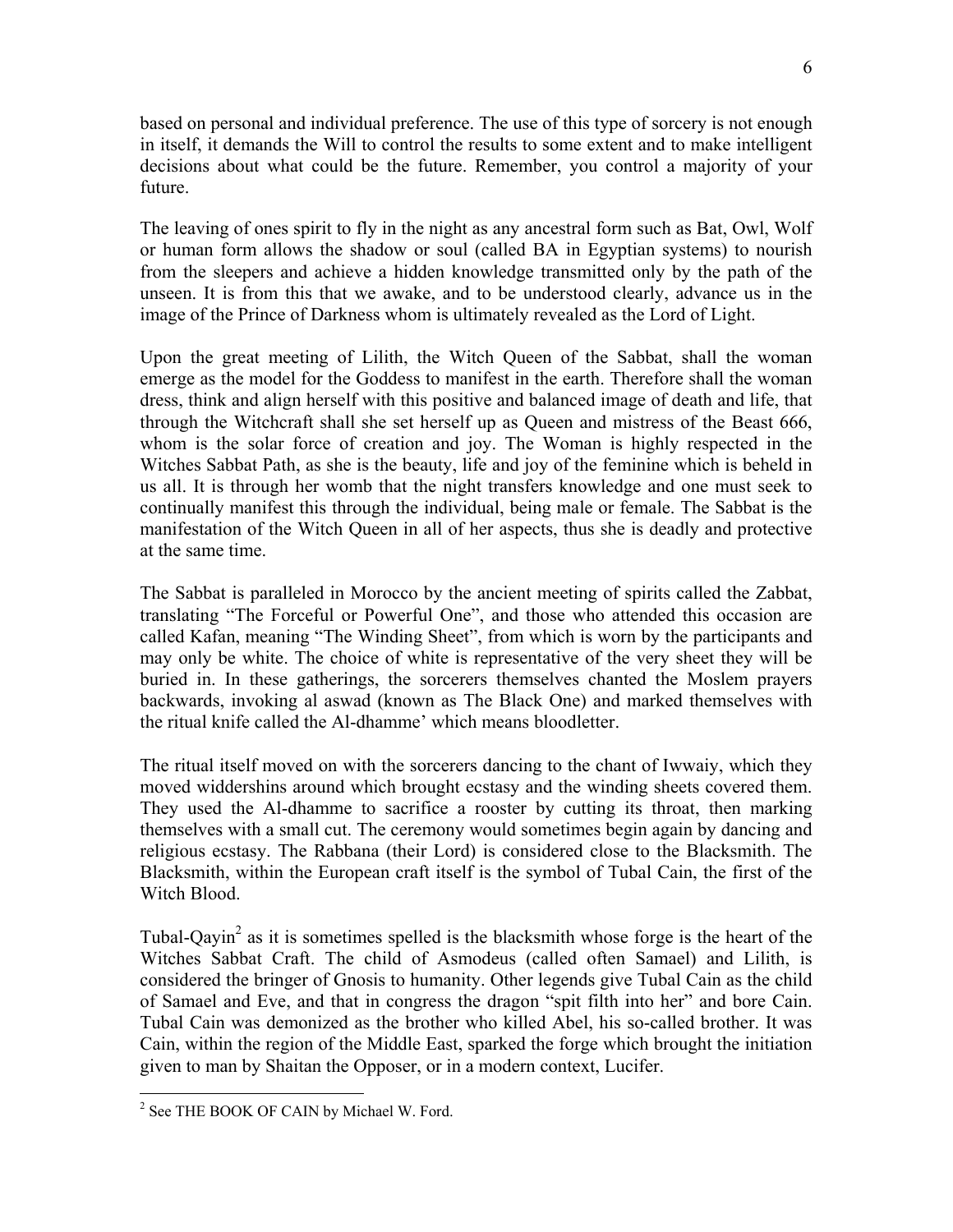based on personal and individual preference. The use of this type of sorcery is not enough in itself, it demands the Will to control the results to some extent and to make intelligent decisions about what could be the future. Remember, you control a majority of your future.

The leaving of ones spirit to fly in the night as any ancestral form such as Bat, Owl, Wolf or human form allows the shadow or soul (called BA in Egyptian systems) to nourish from the sleepers and achieve a hidden knowledge transmitted only by the path of the unseen. It is from this that we awake, and to be understood clearly, advance us in the image of the Prince of Darkness whom is ultimately revealed as the Lord of Light.

Upon the great meeting of Lilith, the Witch Queen of the Sabbat, shall the woman emerge as the model for the Goddess to manifest in the earth. Therefore shall the woman dress, think and align herself with this positive and balanced image of death and life, that through the Witchcraft shall she set herself up as Queen and mistress of the Beast 666, whom is the solar force of creation and joy. The Woman is highly respected in the Witches Sabbat Path, as she is the beauty, life and joy of the feminine which is beheld in us all. It is through her womb that the night transfers knowledge and one must seek to continually manifest this through the individual, being male or female. The Sabbat is the manifestation of the Witch Queen in all of her aspects, thus she is deadly and protective at the same time.

The Sabbat is paralleled in Morocco by the ancient meeting of spirits called the Zabbat, translating "The Forceful or Powerful One", and those who attended this occasion are called Kafan, meaning "The Winding Sheet", from which is worn by the participants and may only be white. The choice of white is representative of the very sheet they will be buried in. In these gatherings, the sorcerers themselves chanted the Moslem prayers backwards, invoking al aswad (known as The Black One) and marked themselves with the ritual knife called the Al-dhamme' which means bloodletter.

The ritual itself moved on with the sorcerers dancing to the chant of Iwwaiy, which they moved widdershins around which brought ecstasy and the winding sheets covered them. They used the Al-dhamme to sacrifice a rooster by cutting its throat, then marking themselves with a small cut. The ceremony would sometimes begin again by dancing and religious ecstasy. The Rabbana (their Lord) is considered close to the Blacksmith. The Blacksmith, within the European craft itself is the symbol of Tubal Cain, the first of the Witch Blood.

Tubal-Qayin[2] as it is sometimes spelled is the blacksmith whose forge is the heart of the Witches Sabbat Craft. The child of Asmodeus (called often Samael) and Lilith, is considered the bringer of Gnosis to humanity. Other legends give Tubal Cain as the child of Samael and Eve, and that in congress the dragon "spit filth into her" and bore Cain. Tubal Cain was demonized as the brother who killed Abel, his so-called brother. It was Cain, within the region of the Middle East, sparked the forge which brought the initiation given to man by Shaitan the Opposer, or in a modern context, Lucifer.

[2] See THE BOOK OF CAIN by Michael W. Ford.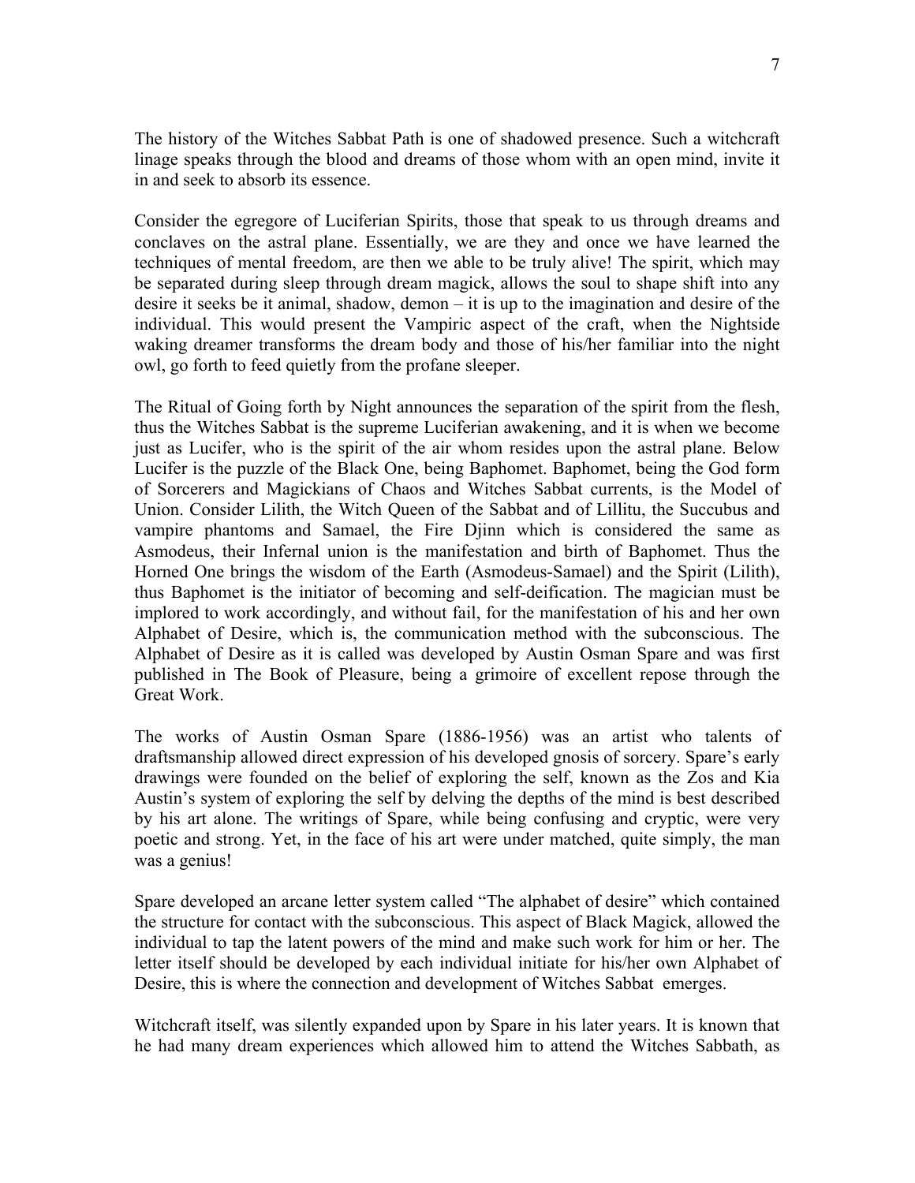The history of the Witches Sabbat Path is one of shadowed presence. Such a witchcraft linage speaks through the blood and dreams of those whom with an open mind, invite it in and seek to absorb its essence.

Consider the egregore of Luciferian Spirits, those that speak to us through dreams and conclaves on the astral plane. Essentially, we are they and once we have learned the techniques of mental freedom, are then we able to be truly alive! The spirit, which may be separated during sleep through dream magick, allows the soul to shape shift into any desire it seeks be it animal, shadow, demon – it is up to the imagination and desire of the individual. This would present the Vampiric aspect of the craft, when the Nightside waking dreamer transforms the dream body and those of his/her familiar into the night owl, go forth to feed quietly from the profane sleeper.

The Ritual of Going forth by Night announces the separation of the spirit from the flesh, thus the Witches Sabbat is the supreme Luciferian awakening, and it is when we become just as Lucifer, who is the spirit of the air whom resides upon the astral plane. Below Lucifer is the puzzle of the Black One, being Baphomet. Baphomet, being the God form of Sorcerers and Magickians of Chaos and Witches Sabbat currents, is the Model of Union. Consider Lilith, the Witch Queen of the Sabbat and of Lillitu, the Succubus and vampire phantoms and Samael, the Fire Djinn which is considered the same as Asmodeus, their Infernal union is the manifestation and birth of Baphomet. Thus the Horned One brings the wisdom of the Earth (Asmodeus-Samael) and the Spirit (Lilith), thus Baphomet is the initiator of becoming and self-deification. The magician must be implored to work accordingly, and without fail, for the manifestation of his and her own Alphabet of Desire, which is, the communication method with the subconscious. The Alphabet of Desire as it is called was developed by Austin Osman Spare and was first published in The Book of Pleasure, being a grimoire of excellent repose through the Great Work.

The works of Austin Osman Spare (1886-1956) was an artist who talents of draftsmanship allowed direct expression of his developed gnosis of sorcery. Spare's early drawings were founded on the belief of exploring the self, known as the Zos and Kia Austin's system of exploring the self by delving the depths of the mind is best described by his art alone. The writings of Spare, while being confusing and cryptic, were very poetic and strong. Yet, in the face of his art were under matched, quite simply, the man was a genius!

Spare developed an arcane letter system called "The alphabet of desire" which contained the structure for contact with the subconscious. This aspect of Black Magick, allowed the individual to tap the latent powers of the mind and make such work for him or her. The letter itself should be developed by each individual initiate for his/her own Alphabet of Desire, this is where the connection and development of Witches Sabbat emerges.

Witchcraft itself, was silently expanded upon by Spare in his later years. It is known that he had many dream experiences which allowed him to attend the Witches Sabbath, as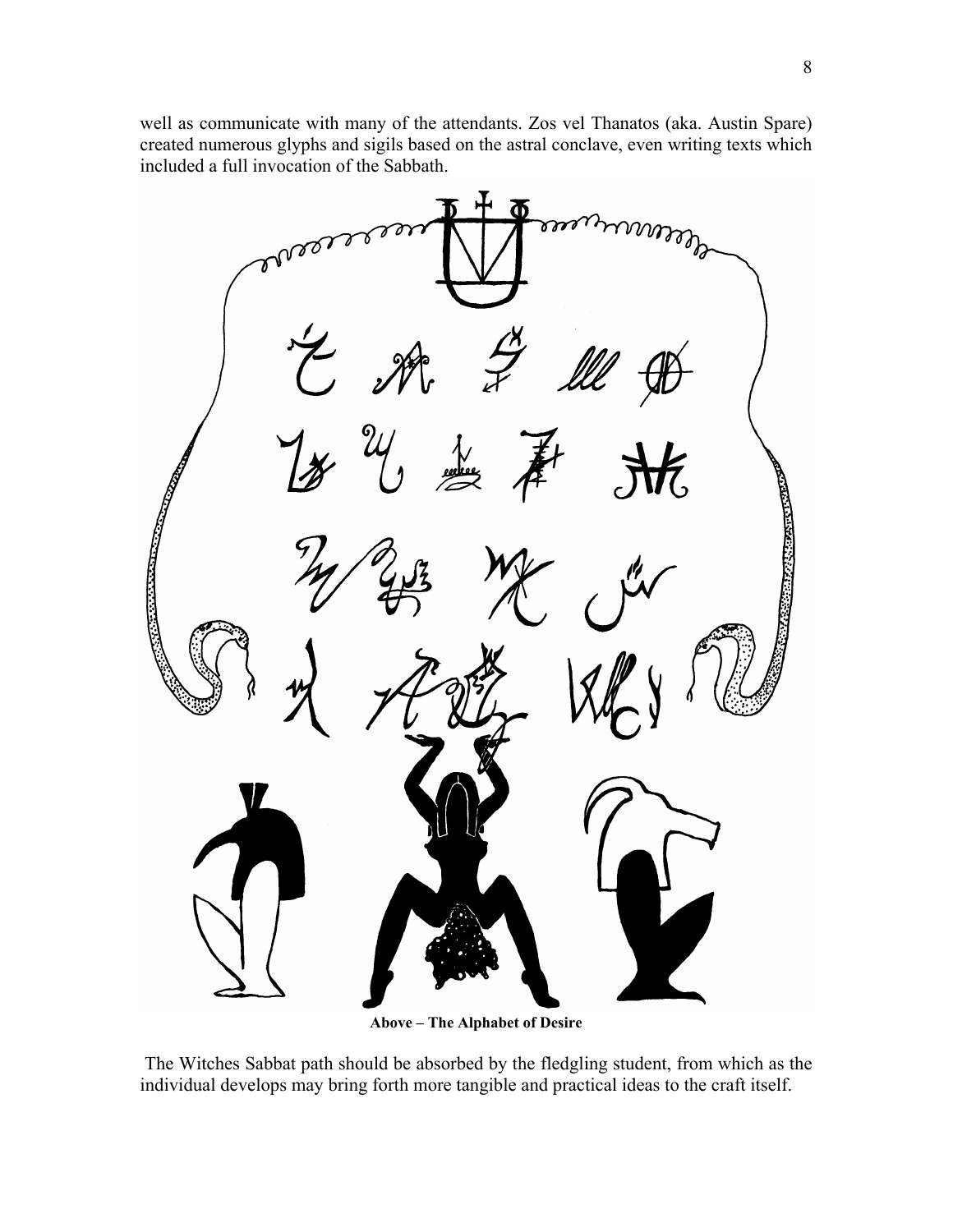well as communicate with many of the attendants. Zos vel Thanatos (aka. Austin Spare) created numerous glyphs and sigils based on the astral conclave, even writing texts which included a full invocation of the Sabbath.

**Above – The Alphabet of Desire**

The Witches Sabbat path should be absorbed by the fledgling student, from which as the individual develops may bring forth more tangible and practical ideas to the craft itself.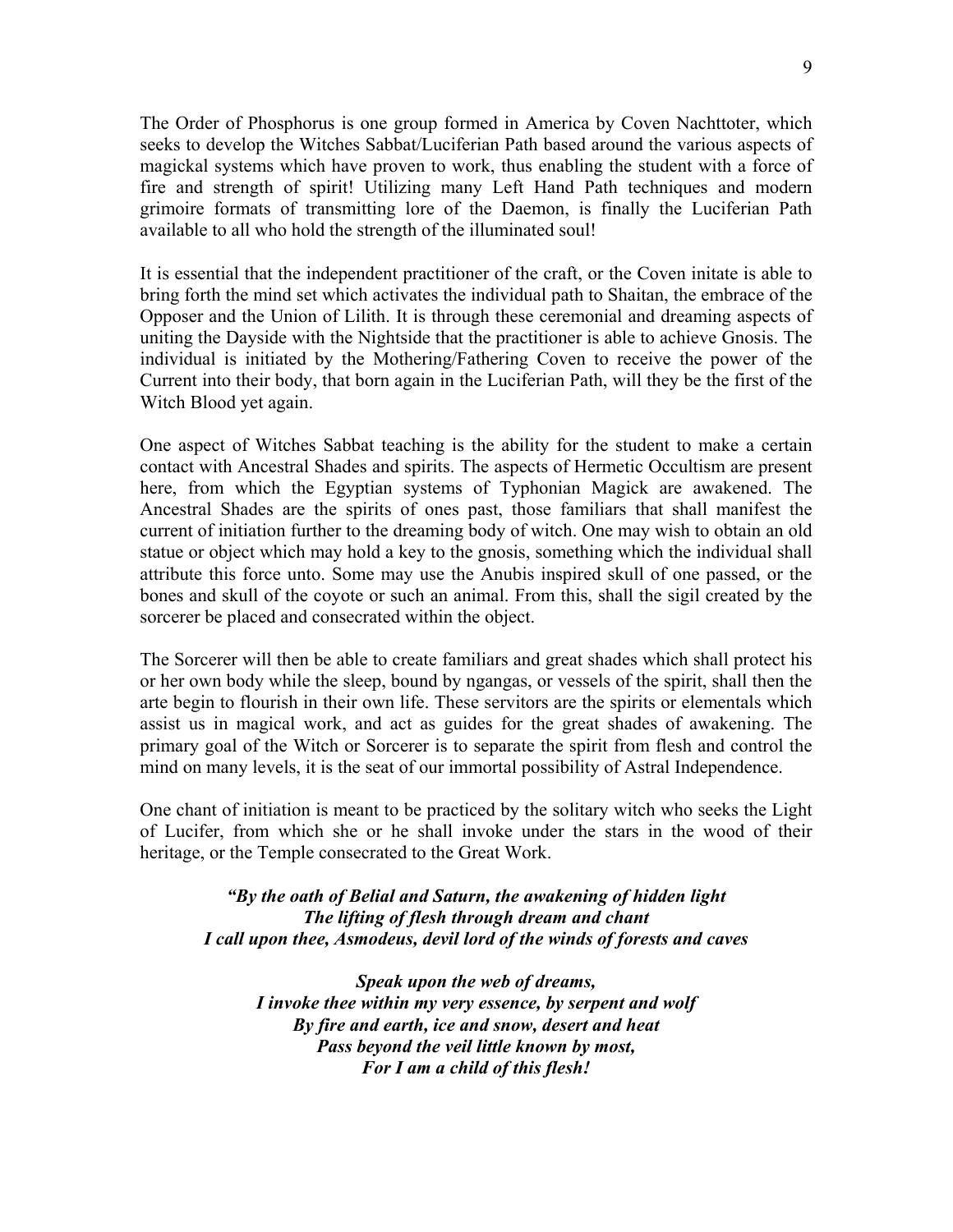The Order of Phosphorus is one group formed in America by Coven Nachttoter, which seeks to develop the Witches Sabbat/Luciferian Path based around the various aspects of magickal systems which have proven to work, thus enabling the student with a force of fire and strength of spirit! Utilizing many Left Hand Path techniques and modern grimoire formats of transmitting lore of the Daemon, is finally the Luciferian Path available to all who hold the strength of the illuminated soul!

It is essential that the independent practitioner of the craft, or the Coven initate is able to bring forth the mind set which activates the individual path to Shaitan, the embrace of the Opposer and the Union of Lilith. It is through these ceremonial and dreaming aspects of uniting the Dayside with the Nightside that the practitioner is able to achieve Gnosis. The individual is initiated by the Mothering/Fathering Coven to receive the power of the Current into their body, that born again in the Luciferian Path, will they be the first of the Witch Blood yet again.

One aspect of Witches Sabbat teaching is the ability for the student to make a certain contact with Ancestral Shades and spirits. The aspects of Hermetic Occultism are present here, from which the Egyptian systems of Typhonian Magick are awakened. The Ancestral Shades are the spirits of ones past, those familiars that shall manifest the current of initiation further to the dreaming body of witch. One may wish to obtain an old statue or object which may hold a key to the gnosis, something which the individual shall attribute this force unto. Some may use the Anubis inspired skull of one passed, or the bones and skull of the coyote or such an animal. From this, shall the sigil created by the sorcerer be placed and consecrated within the object.

The Sorcerer will then be able to create familiars and great shades which shall protect his or her own body while the sleep, bound by ngangas, or vessels of the spirit, shall then the arte begin to flourish in their own life. These servitors are the spirits or elementals which assist us in magical work, and act as guides for the great shades of awakening. The primary goal of the Witch or Sorcerer is to separate the spirit from flesh and control the mind on many levels, it is the seat of our immortal possibility of Astral Independence.

One chant of initiation is meant to be practiced by the solitary witch who seeks the Light of Lucifer, from which she or he shall invoke under the stars in the wood of their heritage, or the Temple consecrated to the Great Work.

***"By the oath of Belial and Saturn, the awakening of hidden light***
***The lifting of flesh through dream and chant***
***I call upon thee, Asmodeus, devil lord of the winds of forests and caves***

***Speak upon the web of dreams,***
***I invoke thee within my very essence, by serpent and wolf***
***By fire and earth, ice and snow, desert and heat***
***Pass beyond the veil little known by most,***
***For I am a child of this flesh!***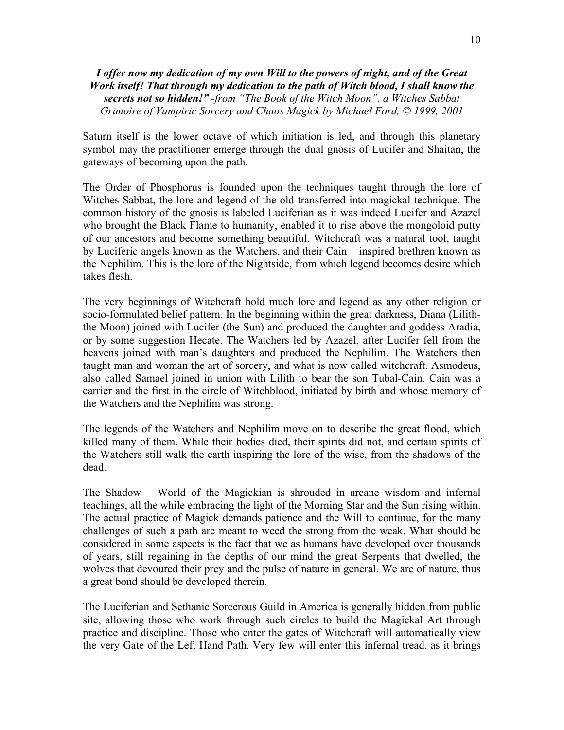***I offer now my dedication of my own Will to the powers of night, and of the Great Work itself! That through my dedication to the path of Witch blood, I shall know the secrets not so hidden!"*** *-from "The Book of the Witch Moon", a Witches Sabbat Grimoire of Vampiric Sorcery and Chaos Magick by Michael Ford, © 1999, 2001*

Saturn itself is the lower octave of which initiation is led, and through this planetary symbol may the practitioner emerge through the dual gnosis of Lucifer and Shaitan, the gateways of becoming upon the path.

The Order of Phosphorus is founded upon the techniques taught through the lore of Witches Sabbat, the lore and legend of the old transferred into magickal technique. The common history of the gnosis is labeled Luciferian as it was indeed Lucifer and Azazel who brought the Black Flame to humanity, enabled it to rise above the mongoloid putty of our ancestors and become something beautiful. Witchcraft was a natural tool, taught by Luciferic angels known as the Watchers, and their Cain – inspired brethren known as the Nephilim. This is the lore of the Nightside, from which legend becomes desire which takes flesh.

The very beginnings of Witchcraft hold much lore and legend as any other religion or socio-formulated belief pattern. In the beginning within the great darkness, Diana (Lilith-the Moon) joined with Lucifer (the Sun) and produced the daughter and goddess Aradia, or by some suggestion Hecate. The Watchers led by Azazel, after Lucifer fell from the heavens joined with man's daughters and produced the Nephilim. The Watchers then taught man and woman the art of sorcery, and what is now called witchcraft. Asmodeus, also called Samael joined in union with Lilith to bear the son Tubal-Cain. Cain was a carrier and the first in the circle of Witchblood, initiated by birth and whose memory of the Watchers and the Nephilim was strong.

The legends of the Watchers and Nephilim move on to describe the great flood, which killed many of them. While their bodies died, their spirits did not, and certain spirits of the Watchers still walk the earth inspiring the lore of the wise, from the shadows of the dead.

The Shadow – World of the Magickian is shrouded in arcane wisdom and infernal teachings, all the while embracing the light of the Morning Star and the Sun rising within. The actual practice of Magick demands patience and the Will to continue, for the many challenges of such a path are meant to weed the strong from the weak. What should be considered in some aspects is the fact that we as humans have developed over thousands of years, still regaining in the depths of our mind the great Serpents that dwelled, the wolves that devoured their prey and the pulse of nature in general. We are of nature, thus a great bond should be developed therein.

The Luciferian and Sethanic Sorcerous Guild in America is generally hidden from public site, allowing those who work through such circles to build the Magickal Art through practice and discipline. Those who enter the gates of Witchcraft will automatically view the very Gate of the Left Hand Path. Very few will enter this infernal tread, as it brings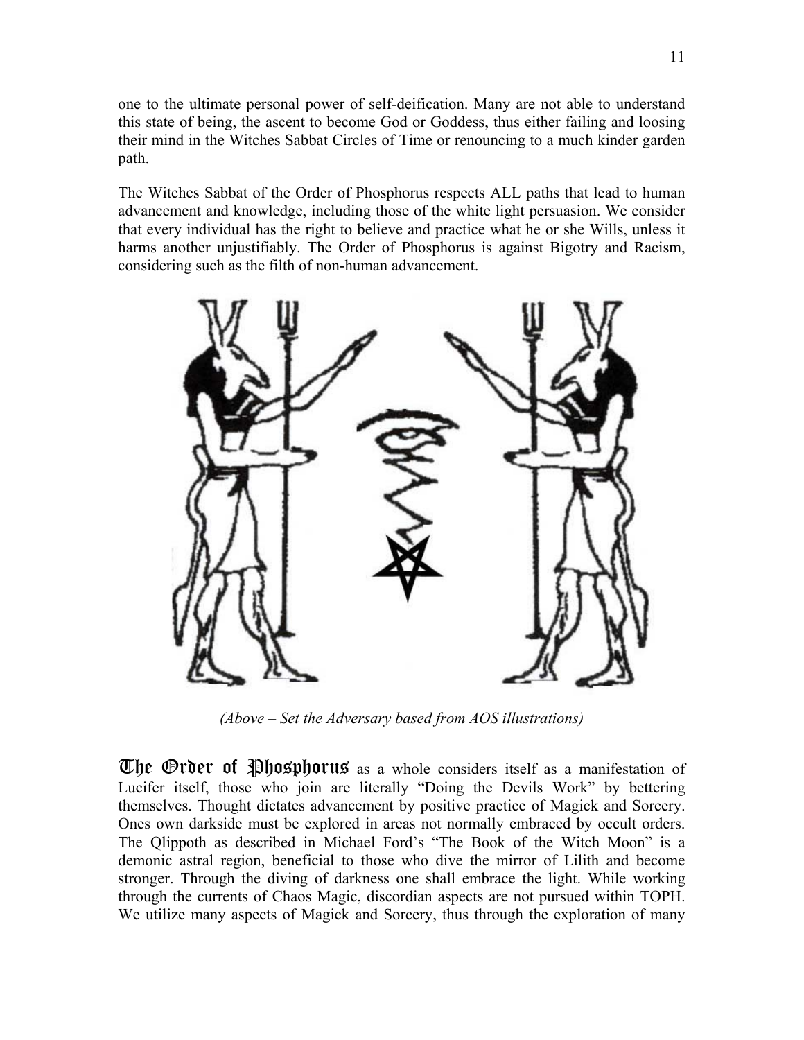one to the ultimate personal power of self-deification. Many are not able to understand this state of being, the ascent to become God or Goddess, thus either failing and loosing their mind in the Witches Sabbat Circles of Time or renouncing to a much kinder garden path.

The Witches Sabbat of the Order of Phosphorus respects ALL paths that lead to human advancement and knowledge, including those of the white light persuasion. We consider that every individual has the right to believe and practice what he or she Wills, unless it harms another unjustifiably. The Order of Phosphorus is against Bigotry and Racism, considering such as the filth of non-human advancement.

*(Above – Set the Adversary based from AOS illustrations)*

**The Order of Phosphorus** as a whole considers itself as a manifestation of Lucifer itself, those who join are literally "Doing the Devils Work" by bettering themselves. Thought dictates advancement by positive practice of Magick and Sorcery. Ones own darkside must be explored in areas not normally embraced by occult orders. The Qlippoth as described in Michael Ford's "The Book of the Witch Moon" is a demonic astral region, beneficial to those who dive the mirror of Lilith and become stronger. Through the diving of darkness one shall embrace the light. While working through the currents of Chaos Magic, discordian aspects are not pursued within TOPH. We utilize many aspects of Magick and Sorcery, thus through the exploration of many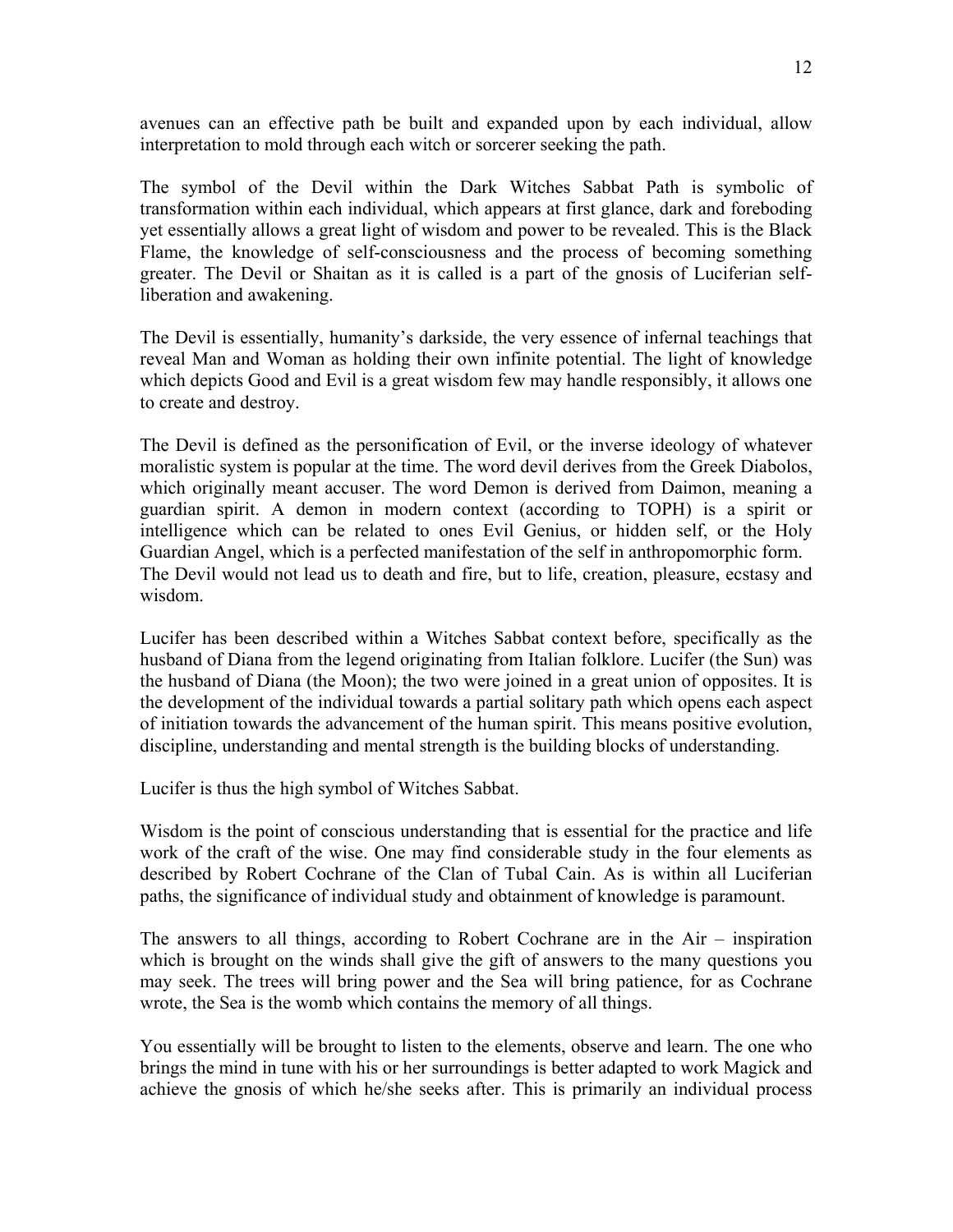avenues can an effective path be built and expanded upon by each individual, allow interpretation to mold through each witch or sorcerer seeking the path.

The symbol of the Devil within the Dark Witches Sabbat Path is symbolic of transformation within each individual, which appears at first glance, dark and foreboding yet essentially allows a great light of wisdom and power to be revealed. This is the Black Flame, the knowledge of self-consciousness and the process of becoming something greater. The Devil or Shaitan as it is called is a part of the gnosis of Luciferian self-liberation and awakening.

The Devil is essentially, humanity's darkside, the very essence of infernal teachings that reveal Man and Woman as holding their own infinite potential. The light of knowledge which depicts Good and Evil is a great wisdom few may handle responsibly, it allows one to create and destroy.

The Devil is defined as the personification of Evil, or the inverse ideology of whatever moralistic system is popular at the time. The word devil derives from the Greek Diabolos, which originally meant accuser. The word Demon is derived from Daimon, meaning a guardian spirit. A demon in modern context (according to TOPH) is a spirit or intelligence which can be related to ones Evil Genius, or hidden self, or the Holy Guardian Angel, which is a perfected manifestation of the self in anthropomorphic form. The Devil would not lead us to death and fire, but to life, creation, pleasure, ecstasy and wisdom.

Lucifer has been described within a Witches Sabbat context before, specifically as the husband of Diana from the legend originating from Italian folklore. Lucifer (the Sun) was the husband of Diana (the Moon); the two were joined in a great union of opposites. It is the development of the individual towards a partial solitary path which opens each aspect of initiation towards the advancement of the human spirit. This means positive evolution, discipline, understanding and mental strength is the building blocks of understanding.

Lucifer is thus the high symbol of Witches Sabbat.

Wisdom is the point of conscious understanding that is essential for the practice and life work of the craft of the wise. One may find considerable study in the four elements as described by Robert Cochrane of the Clan of Tubal Cain. As is within all Luciferian paths, the significance of individual study and obtainment of knowledge is paramount.

The answers to all things, according to Robert Cochrane are in the Air – inspiration which is brought on the winds shall give the gift of answers to the many questions you may seek. The trees will bring power and the Sea will bring patience, for as Cochrane wrote, the Sea is the womb which contains the memory of all things.

You essentially will be brought to listen to the elements, observe and learn. The one who brings the mind in tune with his or her surroundings is better adapted to work Magick and achieve the gnosis of which he/she seeks after. This is primarily an individual process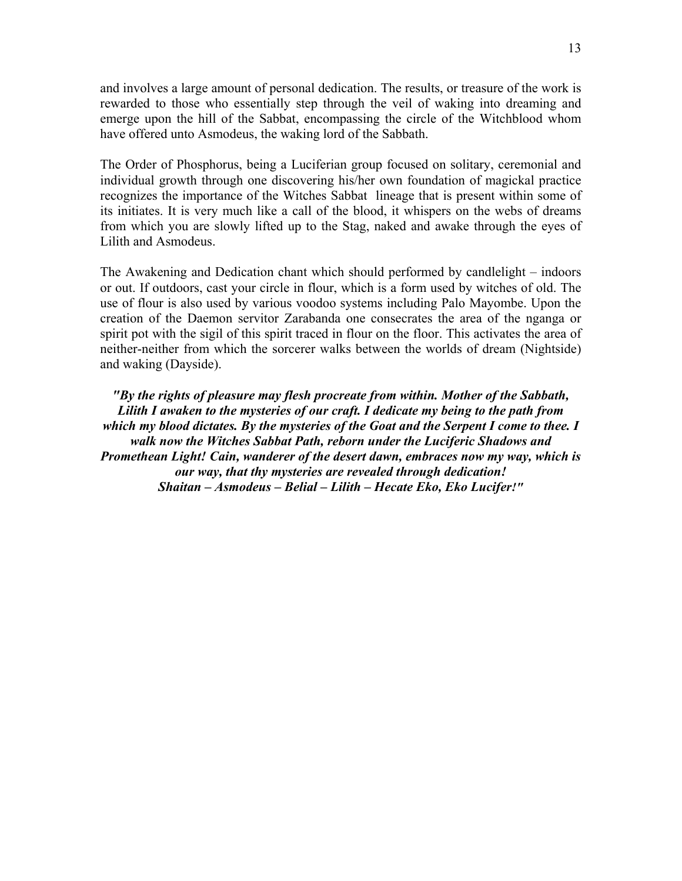and involves a large amount of personal dedication. The results, or treasure of the work is rewarded to those who essentially step through the veil of waking into dreaming and emerge upon the hill of the Sabbat, encompassing the circle of the Witchblood whom have offered unto Asmodeus, the waking lord of the Sabbath.

The Order of Phosphorus, being a Luciferian group focused on solitary, ceremonial and individual growth through one discovering his/her own foundation of magickal practice recognizes the importance of the Witches Sabbat lineage that is present within some of its initiates. It is very much like a call of the blood, it whispers on the webs of dreams from which you are slowly lifted up to the Stag, naked and awake through the eyes of Lilith and Asmodeus.

The Awakening and Dedication chant which should performed by candlelight – indoors or out. If outdoors, cast your circle in flour, which is a form used by witches of old. The use of flour is also used by various voodoo systems including Palo Mayombe. Upon the creation of the Daemon servitor Zarabanda one consecrates the area of the nganga or spirit pot with the sigil of this spirit traced in flour on the floor. This activates the area of neither-neither from which the sorcerer walks between the worlds of dream (Nightside) and waking (Dayside).

***"By the rights of pleasure may flesh procreate from within. Mother of the Sabbath, Lilith I awaken to the mysteries of our craft. I dedicate my being to the path from which my blood dictates. By the mysteries of the Goat and the Serpent I come to thee. I walk now the Witches Sabbat Path, reborn under the Luciferic Shadows and Promethean Light! Cain, wanderer of the desert dawn, embraces now my way, which is our way, that thy mysteries are revealed through dedication!***
***Shaitan – Asmodeus – Belial – Lilith – Hecate Eko, Eko Lucifer!"***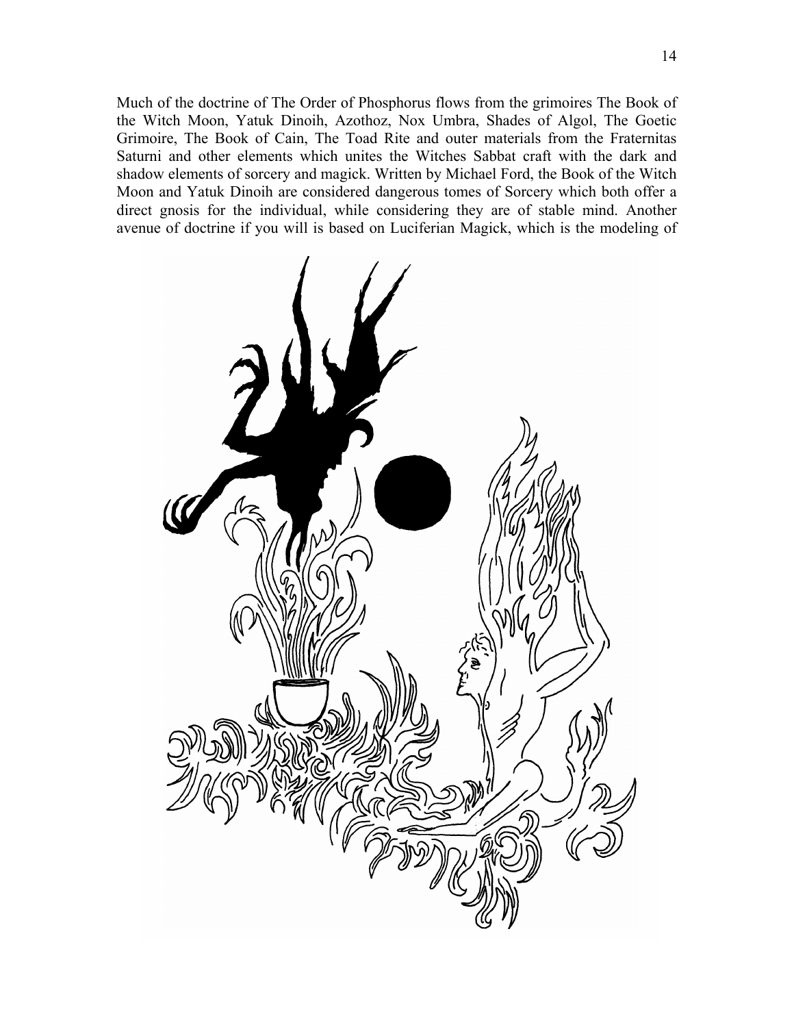Much of the doctrine of The Order of Phosphorus flows from the grimoires The Book of the Witch Moon, Yatuk Dinoih, Azothoz, Nox Umbra, Shades of Algol, The Goetic Grimoire, The Book of Cain, The Toad Rite and outer materials from the Fraternitas Saturni and other elements which unites the Witches Sabbat craft with the dark and shadow elements of sorcery and magick. Written by Michael Ford, the Book of the Witch Moon and Yatuk Dinoih are considered dangerous tomes of Sorcery which both offer a direct gnosis for the individual, while considering they are of stable mind. Another avenue of doctrine if you will is based on Luciferian Magick, which is the modeling of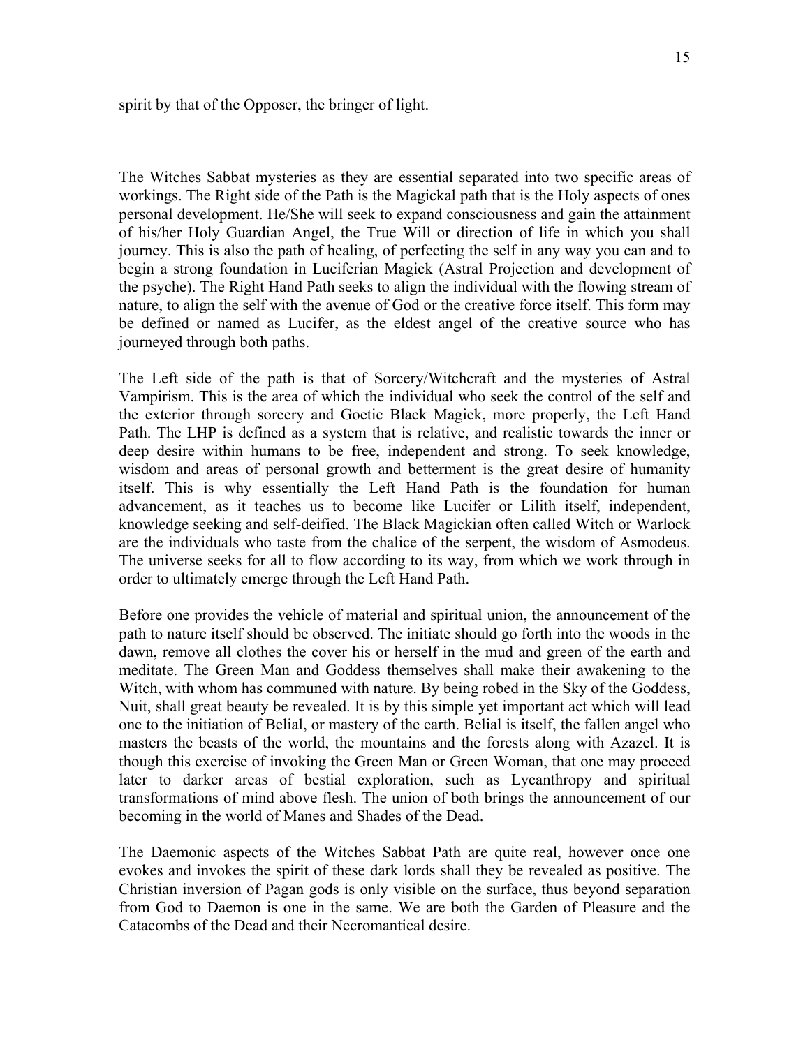spirit by that of the Opposer, the bringer of light.

The Witches Sabbat mysteries as they are essential separated into two specific areas of workings. The Right side of the Path is the Magickal path that is the Holy aspects of ones personal development. He/She will seek to expand consciousness and gain the attainment of his/her Holy Guardian Angel, the True Will or direction of life in which you shall journey. This is also the path of healing, of perfecting the self in any way you can and to begin a strong foundation in Luciferian Magick (Astral Projection and development of the psyche). The Right Hand Path seeks to align the individual with the flowing stream of nature, to align the self with the avenue of God or the creative force itself. This form may be defined or named as Lucifer, as the eldest angel of the creative source who has journeyed through both paths.

The Left side of the path is that of Sorcery/Witchcraft and the mysteries of Astral Vampirism. This is the area of which the individual who seek the control of the self and the exterior through sorcery and Goetic Black Magick, more properly, the Left Hand Path. The LHP is defined as a system that is relative, and realistic towards the inner or deep desire within humans to be free, independent and strong. To seek knowledge, wisdom and areas of personal growth and betterment is the great desire of humanity itself. This is why essentially the Left Hand Path is the foundation for human advancement, as it teaches us to become like Lucifer or Lilith itself, independent, knowledge seeking and self-deified. The Black Magickian often called Witch or Warlock are the individuals who taste from the chalice of the serpent, the wisdom of Asmodeus. The universe seeks for all to flow according to its way, from which we work through in order to ultimately emerge through the Left Hand Path.

Before one provides the vehicle of material and spiritual union, the announcement of the path to nature itself should be observed. The initiate should go forth into the woods in the dawn, remove all clothes the cover his or herself in the mud and green of the earth and meditate. The Green Man and Goddess themselves shall make their awakening to the Witch, with whom has communed with nature. By being robed in the Sky of the Goddess, Nuit, shall great beauty be revealed. It is by this simple yet important act which will lead one to the initiation of Belial, or mastery of the earth. Belial is itself, the fallen angel who masters the beasts of the world, the mountains and the forests along with Azazel. It is though this exercise of invoking the Green Man or Green Woman, that one may proceed later to darker areas of bestial exploration, such as Lycanthropy and spiritual transformations of mind above flesh. The union of both brings the announcement of our becoming in the world of Manes and Shades of the Dead.

The Daemonic aspects of the Witches Sabbat Path are quite real, however once one evokes and invokes the spirit of these dark lords shall they be revealed as positive. The Christian inversion of Pagan gods is only visible on the surface, thus beyond separation from God to Daemon is one in the same. We are both the Garden of Pleasure and the Catacombs of the Dead and their Necromantical desire.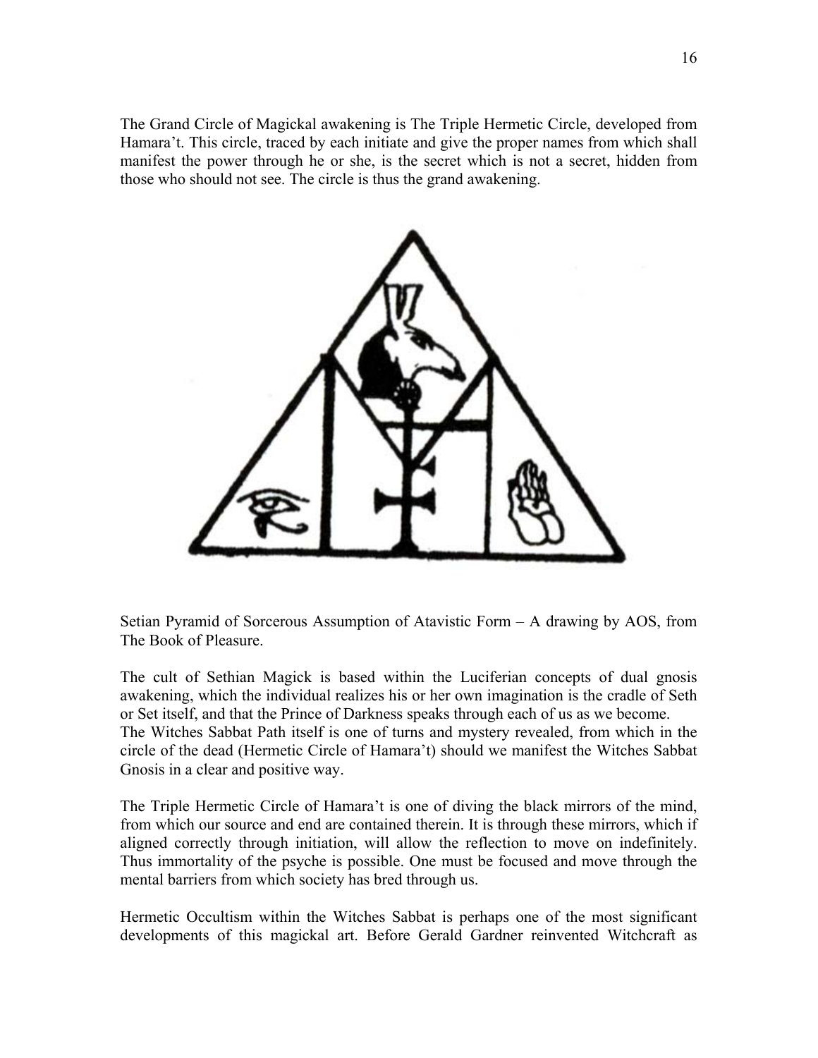The Grand Circle of Magickal awakening is The Triple Hermetic Circle, developed from Hamara't. This circle, traced by each initiate and give the proper names from which shall manifest the power through he or she, is the secret which is not a secret, hidden from those who should not see. The circle is thus the grand awakening.

Setian Pyramid of Sorcerous Assumption of Atavistic Form – A drawing by AOS, from The Book of Pleasure.

The cult of Sethian Magick is based within the Luciferian concepts of dual gnosis awakening, which the individual realizes his or her own imagination is the cradle of Seth or Set itself, and that the Prince of Darkness speaks through each of us as we become.
The Witches Sabbat Path itself is one of turns and mystery revealed, from which in the circle of the dead (Hermetic Circle of Hamara't) should we manifest the Witches Sabbat Gnosis in a clear and positive way.

The Triple Hermetic Circle of Hamara't is one of diving the black mirrors of the mind, from which our source and end are contained therein. It is through these mirrors, which if aligned correctly through initiation, will allow the reflection to move on indefinitely. Thus immortality of the psyche is possible. One must be focused and move through the mental barriers from which society has bred through us.

Hermetic Occultism within the Witches Sabbat is perhaps one of the most significant developments of this magickal art. Before Gerald Gardner reinvented Witchcraft as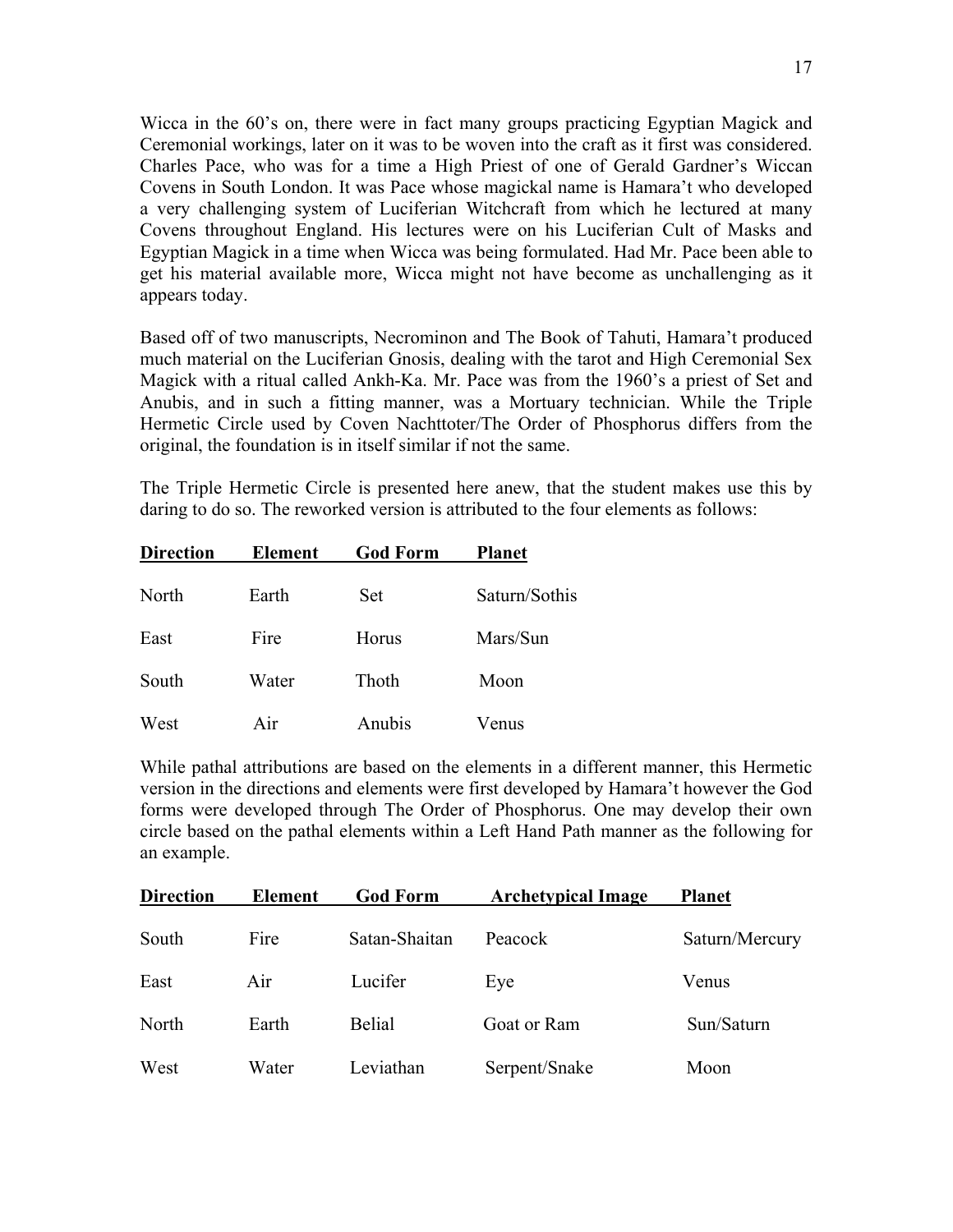Wicca in the 60's on, there were in fact many groups practicing Egyptian Magick and Ceremonial workings, later on it was to be woven into the craft as it first was considered. Charles Pace, who was for a time a High Priest of one of Gerald Gardner's Wiccan Covens in South London. It was Pace whose magickal name is Hamara't who developed a very challenging system of Luciferian Witchcraft from which he lectured at many Covens throughout England. His lectures were on his Luciferian Cult of Masks and Egyptian Magick in a time when Wicca was being formulated. Had Mr. Pace been able to get his material available more, Wicca might not have become as unchallenging as it appears today.

Based off of two manuscripts, Necrominon and The Book of Tahuti, Hamara't produced much material on the Luciferian Gnosis, dealing with the tarot and High Ceremonial Sex Magick with a ritual called Ankh-Ka. Mr. Pace was from the 1960's a priest of Set and Anubis, and in such a fitting manner, was a Mortuary technician. While the Triple Hermetic Circle used by Coven Nachttoter/The Order of Phosphorus differs from the original, the foundation is in itself similar if not the same.

The Triple Hermetic Circle is presented here anew, that the student makes use this by daring to do so. The reworked version is attributed to the four elements as follows:

| Direction | Element | God Form | Planet |
|---|---|---|---|
| North | Earth | Set | Saturn/Sothis |
| East | Fire | Horus | Mars/Sun |
| South | Water | Thoth | Moon |
| West | Air | Anubis | Venus |

While pathal attributions are based on the elements in a different manner, this Hermetic version in the directions and elements were first developed by Hamara't however the God forms were developed through The Order of Phosphorus. One may develop their own circle based on the pathal elements within a Left Hand Path manner as the following for an example.

| Direction | Element | God Form | Archetypical Image | Planet |
|---|---|---|---|---|
| South | Fire | Satan-Shaitan | Peacock | Saturn/Mercury |
| East | Air | Lucifer | Eye | Venus |
| North | Earth | Belial | Goat or Ram | Sun/Saturn |
| West | Water | Leviathan | Serpent/Snake | Moon |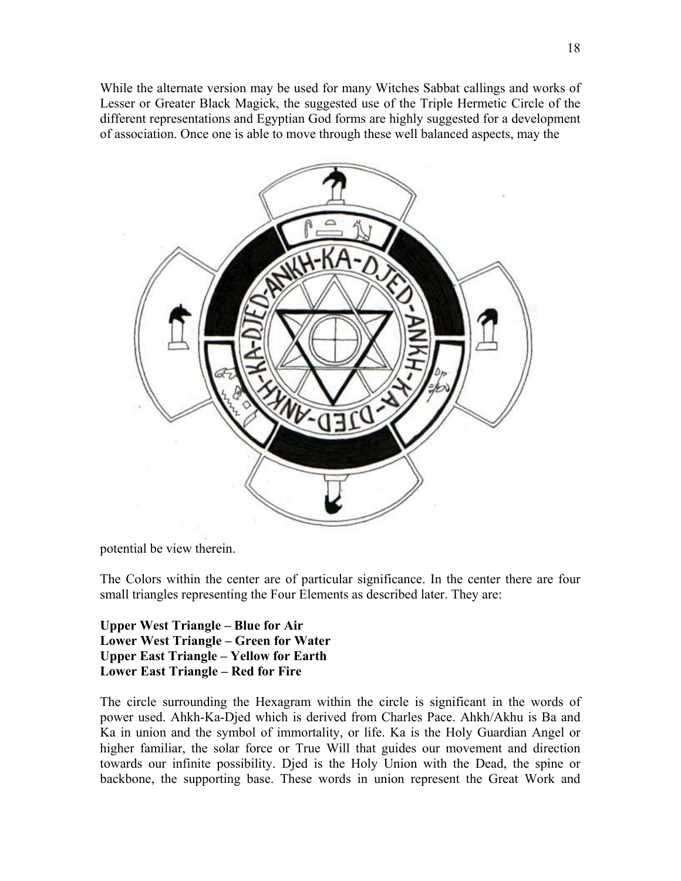While the alternate version may be used for many Witches Sabbat callings and works of Lesser or Greater Black Magick, the suggested use of the Triple Hermetic Circle of the different representations and Egyptian God forms are highly suggested for a development of association. Once one is able to move through these well balanced aspects, may the

potential be view therein.

The Colors within the center are of particular significance. In the center there are four small triangles representing the Four Elements as described later. They are:

**Upper West Triangle – Blue for Air**
**Lower West Triangle – Green for Water**
**Upper East Triangle – Yellow for Earth**
**Lower East Triangle – Red for Fire**

The circle surrounding the Hexagram within the circle is significant in the words of power used. Ahkh-Ka-Djed which is derived from Charles Pace. Ahkh/Akhu is Ba and Ka in union and the symbol of immortality, or life. Ka is the Holy Guardian Angel or higher familiar, the solar force or True Will that guides our movement and direction towards our infinite possibility. Djed is the Holy Union with the Dead, the spine or backbone, the supporting base. These words in union represent the Great Work and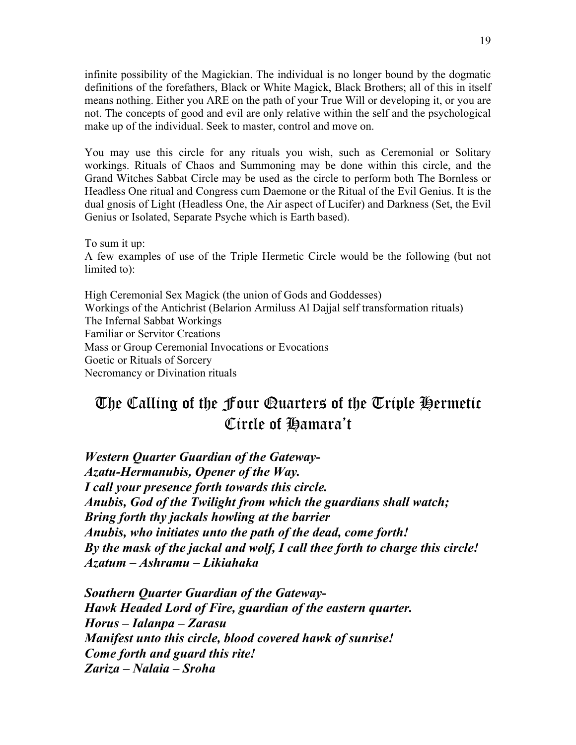infinite possibility of the Magickian. The individual is no longer bound by the dogmatic definitions of the forefathers, Black or White Magick, Black Brothers; all of this in itself means nothing. Either you ARE on the path of your True Will or developing it, or you are not. The concepts of good and evil are only relative within the self and the psychological make up of the individual. Seek to master, control and move on.

You may use this circle for any rituals you wish, such as Ceremonial or Solitary workings. Rituals of Chaos and Summoning may be done within this circle, and the Grand Witches Sabbat Circle may be used as the circle to perform both The Bornless or Headless One ritual and Congress cum Daemone or the Ritual of the Evil Genius. It is the dual gnosis of Light (Headless One, the Air aspect of Lucifer) and Darkness (Set, the Evil Genius or Isolated, Separate Psyche which is Earth based).

To sum it up:
A few examples of use of the Triple Hermetic Circle would be the following (but not limited to):

High Ceremonial Sex Magick (the union of Gods and Goddesses)
Workings of the Antichrist (Belarion Armiluss Al Dajjal self transformation rituals)
The Infernal Sabbat Workings
Familiar or Servitor Creations
Mass or Group Ceremonial Invocations or Evocations
Goetic or Rituals of Sorcery
Necromancy or Divination rituals

## The Calling of the Four Quarters of the Triple Hermetic Circle of Hamara't

***Western Quarter Guardian of the Gateway-***
***Azatu-Hermanubis, Opener of the Way.***
***I call your presence forth towards this circle.***
***Anubis, God of the Twilight from which the guardians shall watch;***
***Bring forth thy jackals howling at the barrier***
***Anubis, who initiates unto the path of the dead, come forth!***
***By the mask of the jackal and wolf, I call thee forth to charge this circle!***
***Azatum – Ashramu – Likiahaka***

***Southern Quarter Guardian of the Gateway-***
***Hawk Headed Lord of Fire, guardian of the eastern quarter.***
***Horus – Ialanpa – Zarasu***
***Manifest unto this circle, blood covered hawk of sunrise!***
***Come forth and guard this rite!***
***Zariza – Nalaia – Sroha***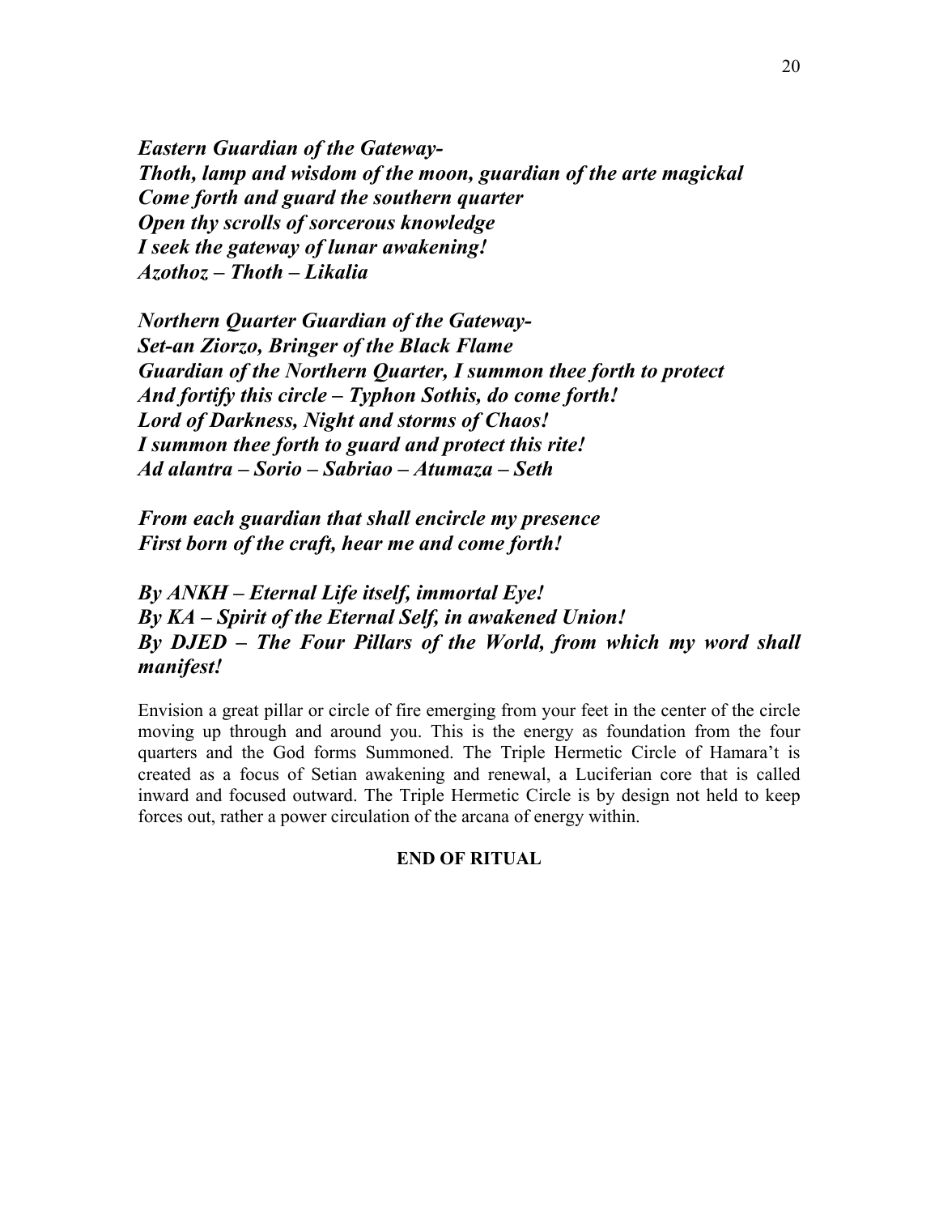***Eastern Guardian of the Gateway-***
***Thoth, lamp and wisdom of the moon, guardian of the arte magickal***
***Come forth and guard the southern quarter***
***Open thy scrolls of sorcerous knowledge***
***I seek the gateway of lunar awakening!***
***Azothoz – Thoth – Likalia***

***Northern Quarter Guardian of the Gateway-***
***Set-an Ziorzo, Bringer of the Black Flame***
***Guardian of the Northern Quarter, I summon thee forth to protect***
***And fortify this circle – Typhon Sothis, do come forth!***
***Lord of Darkness, Night and storms of Chaos!***
***I summon thee forth to guard and protect this rite!***
***Ad alantra – Sorio – Sabriao – Atumaza – Seth***

***From each guardian that shall encircle my presence***
***First born of the craft, hear me and come forth!***

***By ANKH – Eternal Life itself, immortal Eye!***
***By KA – Spirit of the Eternal Self, in awakened Union!***
***By DJED – The Four Pillars of the World, from which my word shall manifest!***

Envision a great pillar or circle of fire emerging from your feet in the center of the circle moving up through and around you. This is the energy as foundation from the four quarters and the God forms Summoned. The Triple Hermetic Circle of Hamara't is created as a focus of Setian awakening and renewal, a Luciferian core that is called inward and focused outward. The Triple Hermetic Circle is by design not held to keep forces out, rather a power circulation of the arcana of energy within.

**END OF RITUAL**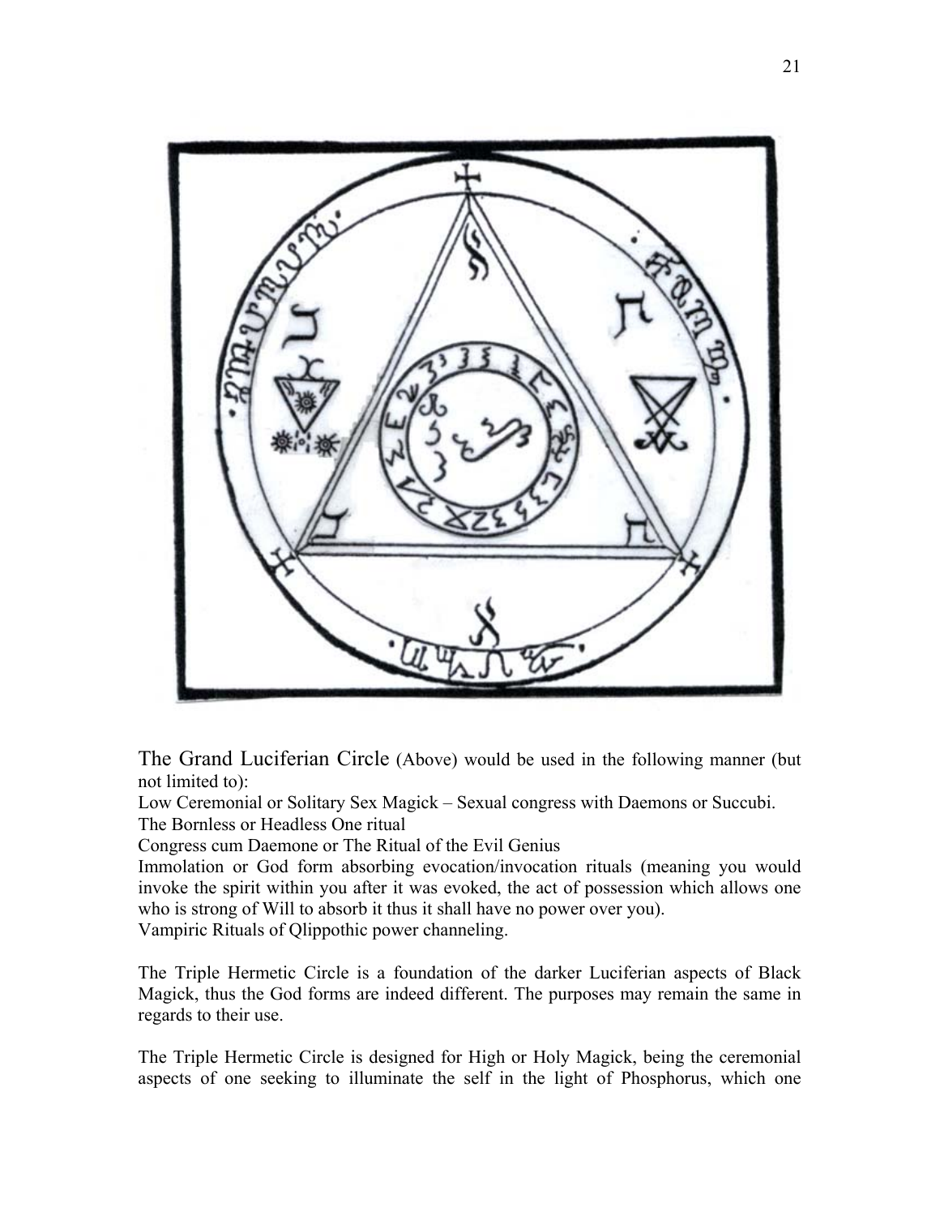The Grand Luciferian Circle (Above) would be used in the following manner (but not limited to):

Low Ceremonial or Solitary Sex Magick – Sexual congress with Daemons or Succubi.

The Bornless or Headless One ritual

Congress cum Daemone or The Ritual of the Evil Genius

Immolation or God form absorbing evocation/invocation rituals (meaning you would invoke the spirit within you after it was evoked, the act of possession which allows one who is strong of Will to absorb it thus it shall have no power over you).

Vampiric Rituals of Qlippothic power channeling.

The Triple Hermetic Circle is a foundation of the darker Luciferian aspects of Black Magick, thus the God forms are indeed different. The purposes may remain the same in regards to their use.

The Triple Hermetic Circle is designed for High or Holy Magick, being the ceremonial aspects of one seeking to illuminate the self in the light of Phosphorus, which one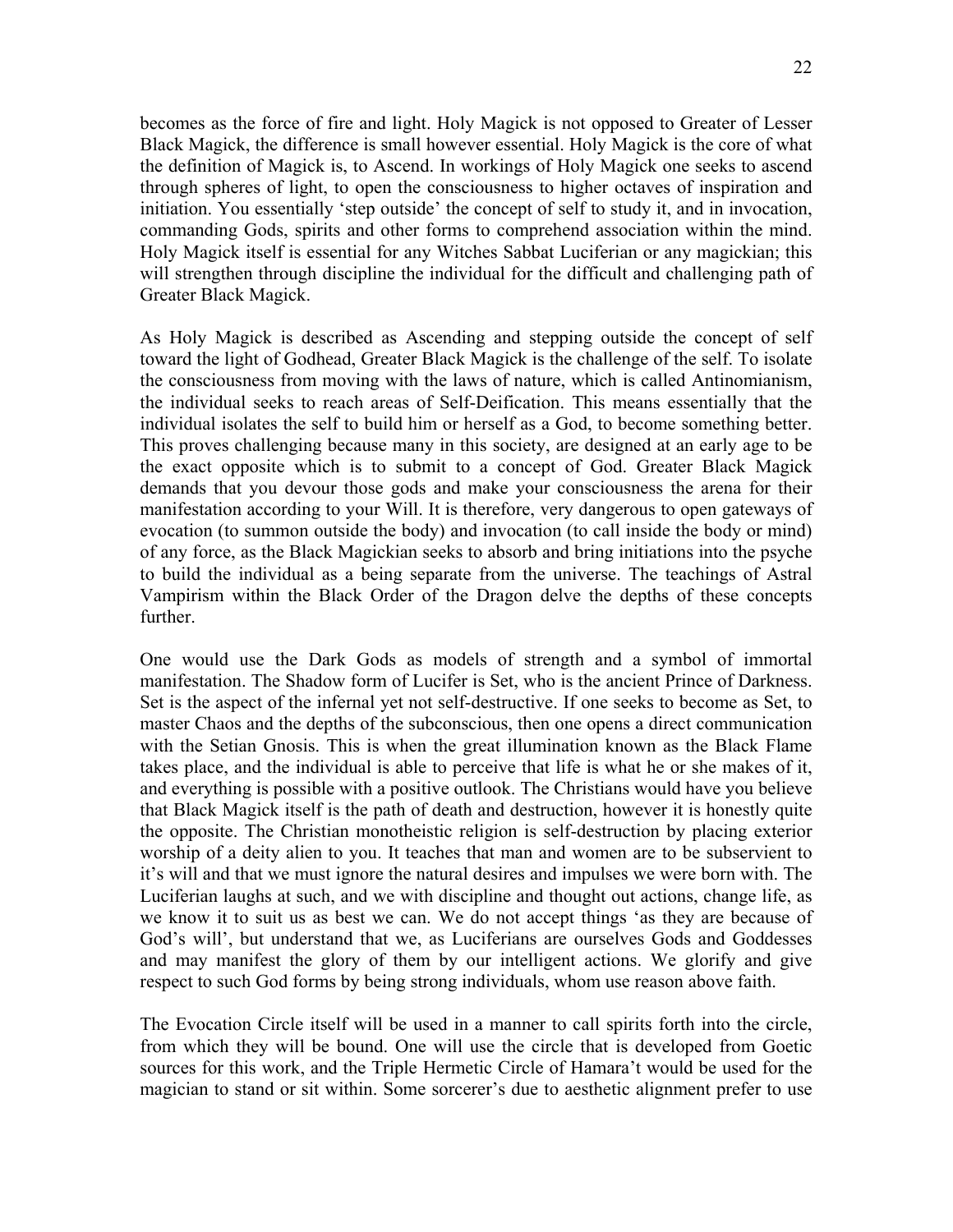becomes as the force of fire and light. Holy Magick is not opposed to Greater of Lesser Black Magick, the difference is small however essential. Holy Magick is the core of what the definition of Magick is, to Ascend. In workings of Holy Magick one seeks to ascend through spheres of light, to open the consciousness to higher octaves of inspiration and initiation. You essentially 'step outside' the concept of self to study it, and in invocation, commanding Gods, spirits and other forms to comprehend association within the mind. Holy Magick itself is essential for any Witches Sabbat Luciferian or any magickian; this will strengthen through discipline the individual for the difficult and challenging path of Greater Black Magick.

As Holy Magick is described as Ascending and stepping outside the concept of self toward the light of Godhead, Greater Black Magick is the challenge of the self. To isolate the consciousness from moving with the laws of nature, which is called Antinomianism, the individual seeks to reach areas of Self-Deification. This means essentially that the individual isolates the self to build him or herself as a God, to become something better. This proves challenging because many in this society, are designed at an early age to be the exact opposite which is to submit to a concept of God. Greater Black Magick demands that you devour those gods and make your consciousness the arena for their manifestation according to your Will. It is therefore, very dangerous to open gateways of evocation (to summon outside the body) and invocation (to call inside the body or mind) of any force, as the Black Magickian seeks to absorb and bring initiations into the psyche to build the individual as a being separate from the universe. The teachings of Astral Vampirism within the Black Order of the Dragon delve the depths of these concepts further.

One would use the Dark Gods as models of strength and a symbol of immortal manifestation. The Shadow form of Lucifer is Set, who is the ancient Prince of Darkness. Set is the aspect of the infernal yet not self-destructive. If one seeks to become as Set, to master Chaos and the depths of the subconscious, then one opens a direct communication with the Setian Gnosis. This is when the great illumination known as the Black Flame takes place, and the individual is able to perceive that life is what he or she makes of it, and everything is possible with a positive outlook. The Christians would have you believe that Black Magick itself is the path of death and destruction, however it is honestly quite the opposite. The Christian monotheistic religion is self-destruction by placing exterior worship of a deity alien to you. It teaches that man and women are to be subservient to it's will and that we must ignore the natural desires and impulses we were born with. The Luciferian laughs at such, and we with discipline and thought out actions, change life, as we know it to suit us as best we can. We do not accept things 'as they are because of God's will', but understand that we, as Luciferians are ourselves Gods and Goddesses and may manifest the glory of them by our intelligent actions. We glorify and give respect to such God forms by being strong individuals, whom use reason above faith.

The Evocation Circle itself will be used in a manner to call spirits forth into the circle, from which they will be bound. One will use the circle that is developed from Goetic sources for this work, and the Triple Hermetic Circle of Hamara't would be used for the magician to stand or sit within. Some sorcerer's due to aesthetic alignment prefer to use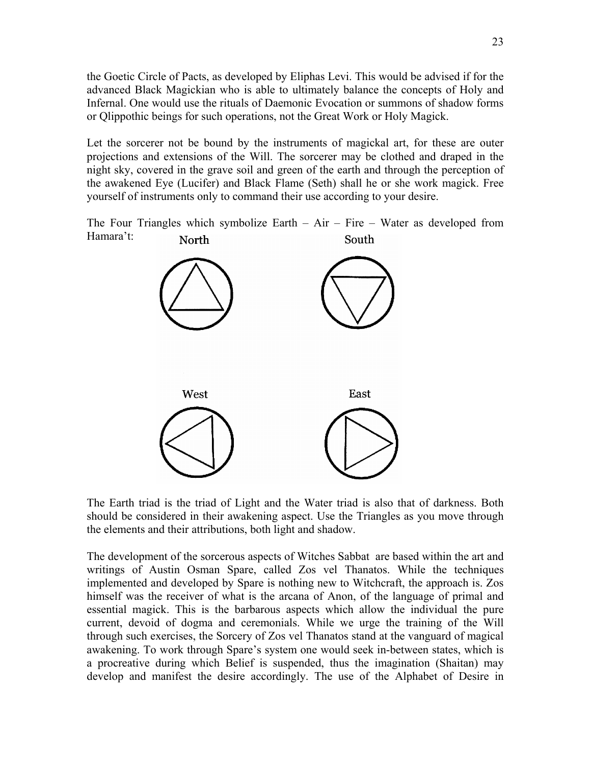the Goetic Circle of Pacts, as developed by Eliphas Levi. This would be advised if for the advanced Black Magickian who is able to ultimately balance the concepts of Holy and Infernal. One would use the rituals of Daemonic Evocation or summons of shadow forms or Qlippothic beings for such operations, not the Great Work or Holy Magick.

Let the sorcerer not be bound by the instruments of magickal art, for these are outer projections and extensions of the Will. The sorcerer may be clothed and draped in the night sky, covered in the grave soil and green of the earth and through the perception of the awakened Eye (Lucifer) and Black Flame (Seth) shall he or she work magick. Free yourself of instruments only to command their use according to your desire.

The Four Triangles which symbolize Earth – Air – Fire – Water as developed from Hamara't:

North

South

West

East

The Earth triad is the triad of Light and the Water triad is also that of darkness. Both should be considered in their awakening aspect. Use the Triangles as you move through the elements and their attributions, both light and shadow.

The development of the sorcerous aspects of Witches Sabbat are based within the art and writings of Austin Osman Spare, called Zos vel Thanatos. While the techniques implemented and developed by Spare is nothing new to Witchcraft, the approach is. Zos himself was the receiver of what is the arcana of Anon, of the language of primal and essential magick. This is the barbarous aspects which allow the individual the pure current, devoid of dogma and ceremonials. While we urge the training of the Will through such exercises, the Sorcery of Zos vel Thanatos stand at the vanguard of magical awakening. To work through Spare's system one would seek in-between states, which is a procreative during which Belief is suspended, thus the imagination (Shaitan) may develop and manifest the desire accordingly. The use of the Alphabet of Desire in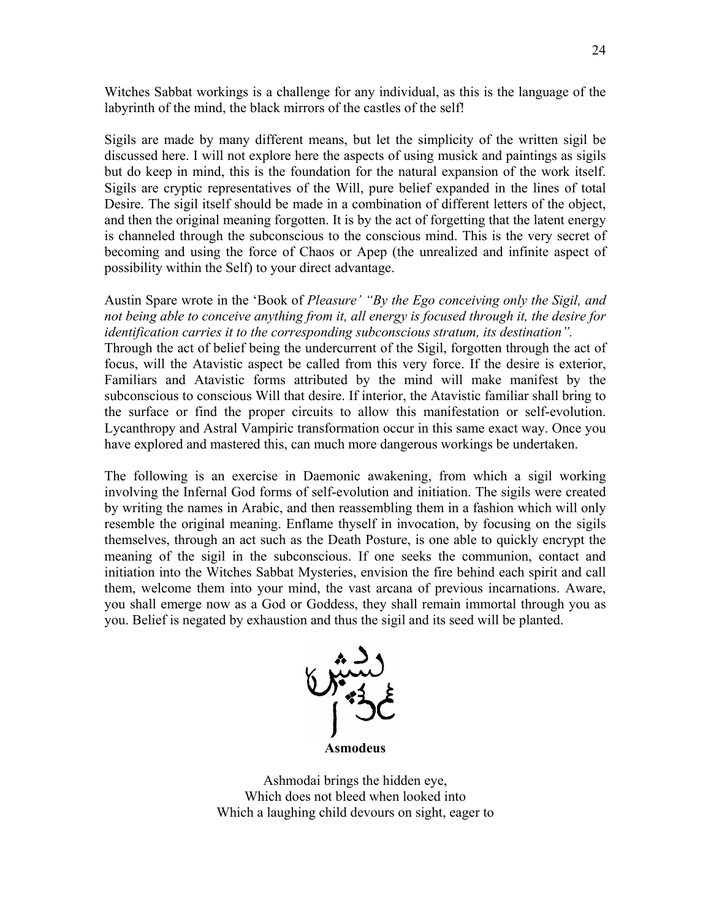Witches Sabbat workings is a challenge for any individual, as this is the language of the labyrinth of the mind, the black mirrors of the castles of the self!

Sigils are made by many different means, but let the simplicity of the written sigil be discussed here. I will not explore here the aspects of using musick and paintings as sigils but do keep in mind, this is the foundation for the natural expansion of the work itself. Sigils are cryptic representatives of the Will, pure belief expanded in the lines of total Desire. The sigil itself should be made in a combination of different letters of the object, and then the original meaning forgotten. It is by the act of forgetting that the latent energy is channeled through the subconscious to the conscious mind. This is the very secret of becoming and using the force of Chaos or Apep (the unrealized and infinite aspect of possibility within the Self) to your direct advantage.

Austin Spare wrote in the 'Book of *Pleasure' "By the Ego conceiving only the Sigil, and not being able to conceive anything from it, all energy is focused through it, the desire for identification carries it to the corresponding subconscious stratum, its destination".*
Through the act of belief being the undercurrent of the Sigil, forgotten through the act of focus, will the Atavistic aspect be called from this very force. If the desire is exterior, Familiars and Atavistic forms attributed by the mind will make manifest by the subconscious to conscious Will that desire. If interior, the Atavistic familiar shall bring to the surface or find the proper circuits to allow this manifestation or self-evolution. Lycanthropy and Astral Vampiric transformation occur in this same exact way. Once you have explored and mastered this, can much more dangerous workings be undertaken.

The following is an exercise in Daemonic awakening, from which a sigil working involving the Infernal God forms of self-evolution and initiation. The sigils were created by writing the names in Arabic, and then reassembling them in a fashion which will only resemble the original meaning. Enflame thyself in invocation, by focusing on the sigils themselves, through an act such as the Death Posture, is one able to quickly encrypt the meaning of the sigil in the subconscious. If one seeks the communion, contact and initiation into the Witches Sabbat Mysteries, envision the fire behind each spirit and call them, welcome them into your mind, the vast arcana of previous incarnations. Aware, you shall emerge now as a God or Goddess, they shall remain immortal through you as you. Belief is negated by exhaustion and thus the sigil and its seed will be planted.

**Asmodeus**

Ashmodai brings the hidden eye,
Which does not bleed when looked into
Which a laughing child devours on sight, eager to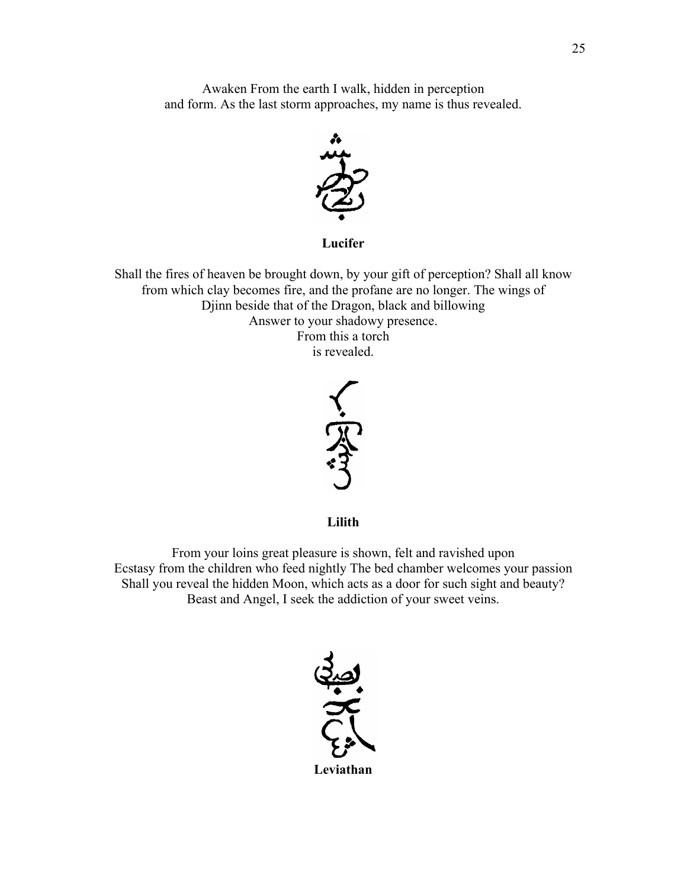Awaken From the earth I walk, hidden in perception
and form. As the last storm approaches, my name is thus revealed.

**Lucifer**

Shall the fires of heaven be brought down, by your gift of perception? Shall all know
from which clay becomes fire, and the profane are no longer. The wings of
Djinn beside that of the Dragon, black and billowing
Answer to your shadowy presence.
From this a torch
is revealed.

**Lilith**

From your loins great pleasure is shown, felt and ravished upon
Ecstasy from the children who feed nightly The bed chamber welcomes your passion
Shall you reveal the hidden Moon, which acts as a door for such sight and beauty?
Beast and Angel, I seek the addiction of your sweet veins.

**Leviathan**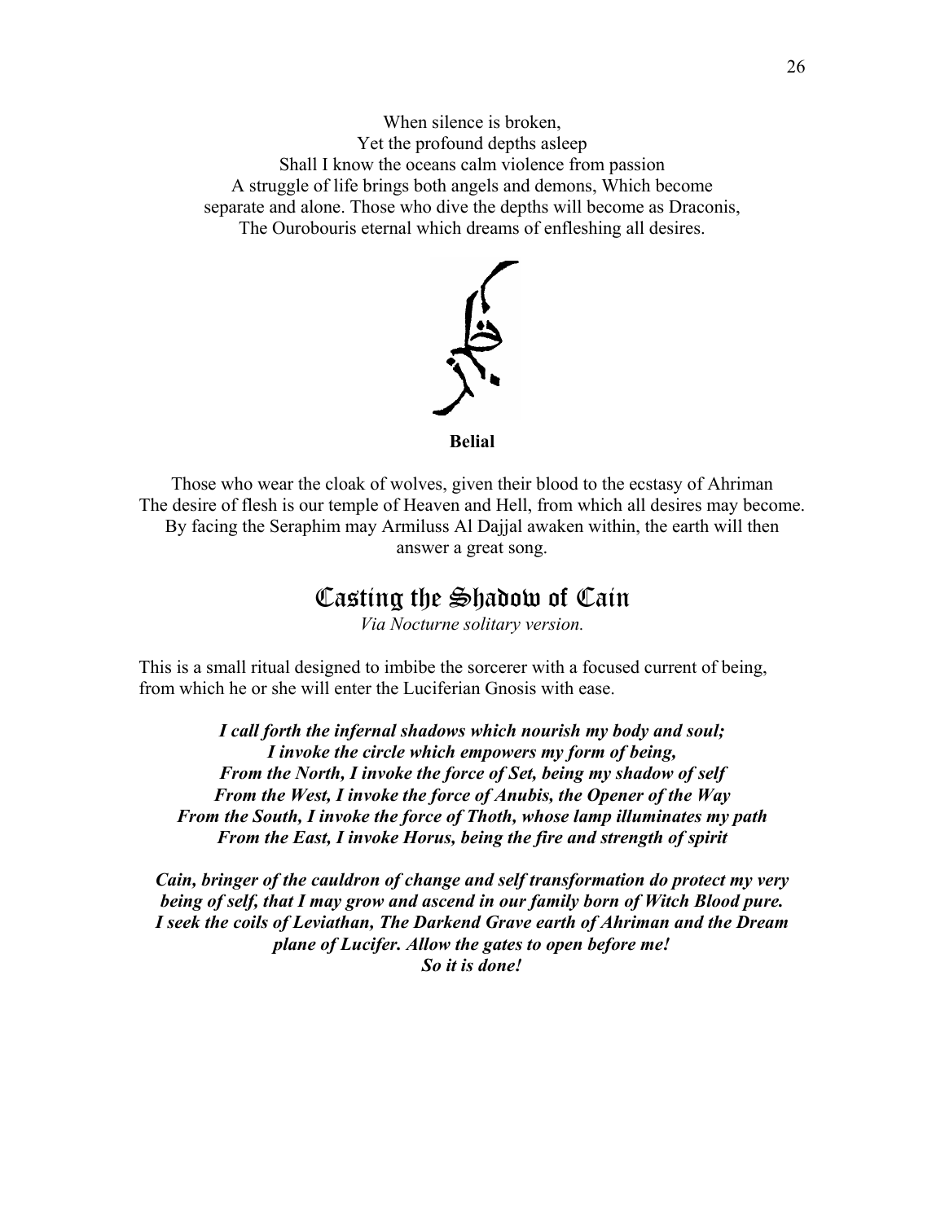When silence is broken,
Yet the profound depths asleep
Shall I know the oceans calm violence from passion
A struggle of life brings both angels and demons, Which become separate and alone. Those who dive the depths will become as Draconis,
The Ourobouris eternal which dreams of enfleshing all desires.

**Belial**

Those who wear the cloak of wolves, given their blood to the ecstasy of Ahriman
The desire of flesh is our temple of Heaven and Hell, from which all desires may become.
By facing the Seraphim may Armiluss Al Dajjal awaken within, the earth will then answer a great song.

## Casting the Shadow of Cain

*Via Nocturne solitary version.*

This is a small ritual designed to imbibe the sorcerer with a focused current of being, from which he or she will enter the Luciferian Gnosis with ease.

***I call forth the infernal shadows which nourish my body and soul;***
***I invoke the circle which empowers my form of being,***
***From the North, I invoke the force of Set, being my shadow of self***
***From the West, I invoke the force of Anubis, the Opener of the Way***
***From the South, I invoke the force of Thoth, whose lamp illuminates my path***
***From the East, I invoke Horus, being the fire and strength of spirit***

***Cain, bringer of the cauldron of change and self transformation do protect my very being of self, that I may grow and ascend in our family born of Witch Blood pure.***
***I seek the coils of Leviathan, The Darkend Grave earth of Ahriman and the Dream plane of Lucifer. Allow the gates to open before me!***
***So it is done!***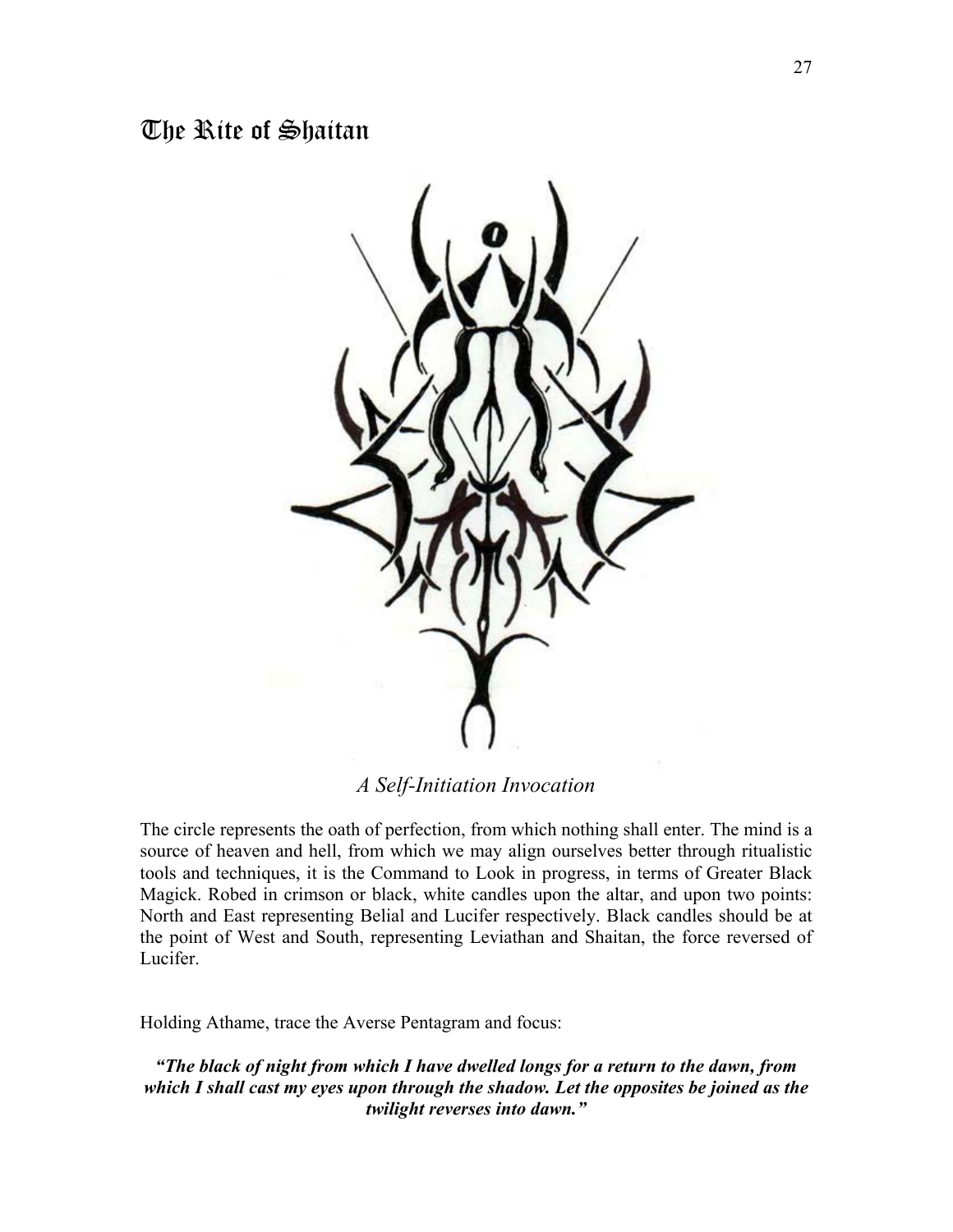# The Rite of Shaitan

*A Self-Initiation Invocation*

The circle represents the oath of perfection, from which nothing shall enter. The mind is a source of heaven and hell, from which we may align ourselves better through ritualistic tools and techniques, it is the Command to Look in progress, in terms of Greater Black Magick. Robed in crimson or black, white candles upon the altar, and upon two points: North and East representing Belial and Lucifer respectively. Black candles should be at the point of West and South, representing Leviathan and Shaitan, the force reversed of Lucifer.

Holding Athame, trace the Averse Pentagram and focus:

***"The black of night from which I have dwelled longs for a return to the dawn, from which I shall cast my eyes upon through the shadow. Let the opposites be joined as the twilight reverses into dawn."***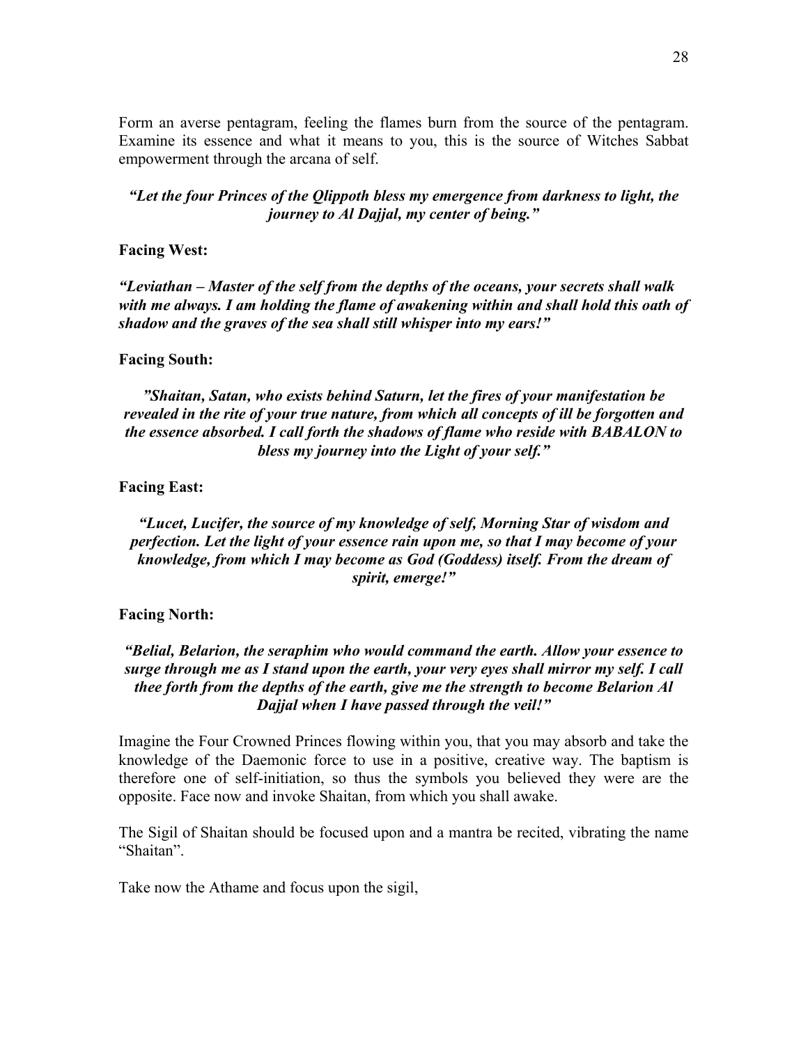Form an averse pentagram, feeling the flames burn from the source of the pentagram. Examine its essence and what it means to you, this is the source of Witches Sabbat empowerment through the arcana of self.

***"Let the four Princes of the Qlippoth bless my emergence from darkness to light, the journey to Al Dajjal, my center of being."***

**Facing West:**

***"Leviathan – Master of the self from the depths of the oceans, your secrets shall walk with me always. I am holding the flame of awakening within and shall hold this oath of shadow and the graves of the sea shall still whisper into my ears!"***

**Facing South:**

***"Shaitan, Satan, who exists behind Saturn, let the fires of your manifestation be revealed in the rite of your true nature, from which all concepts of ill be forgotten and the essence absorbed. I call forth the shadows of flame who reside with BABALON to bless my journey into the Light of your self."***

**Facing East:**

***"Lucet, Lucifer, the source of my knowledge of self, Morning Star of wisdom and perfection. Let the light of your essence rain upon me, so that I may become of your knowledge, from which I may become as God (Goddess) itself. From the dream of spirit, emerge!"***

**Facing North:**

***"Belial, Belarion, the seraphim who would command the earth. Allow your essence to surge through me as I stand upon the earth, your very eyes shall mirror my self. I call thee forth from the depths of the earth, give me the strength to become Belarion Al Dajjal when I have passed through the veil!"***

Imagine the Four Crowned Princes flowing within you, that you may absorb and take the knowledge of the Daemonic force to use in a positive, creative way. The baptism is therefore one of self-initiation, so thus the symbols you believed they were are the opposite. Face now and invoke Shaitan, from which you shall awake.

The Sigil of Shaitan should be focused upon and a mantra be recited, vibrating the name "Shaitan".

Take now the Athame and focus upon the sigil,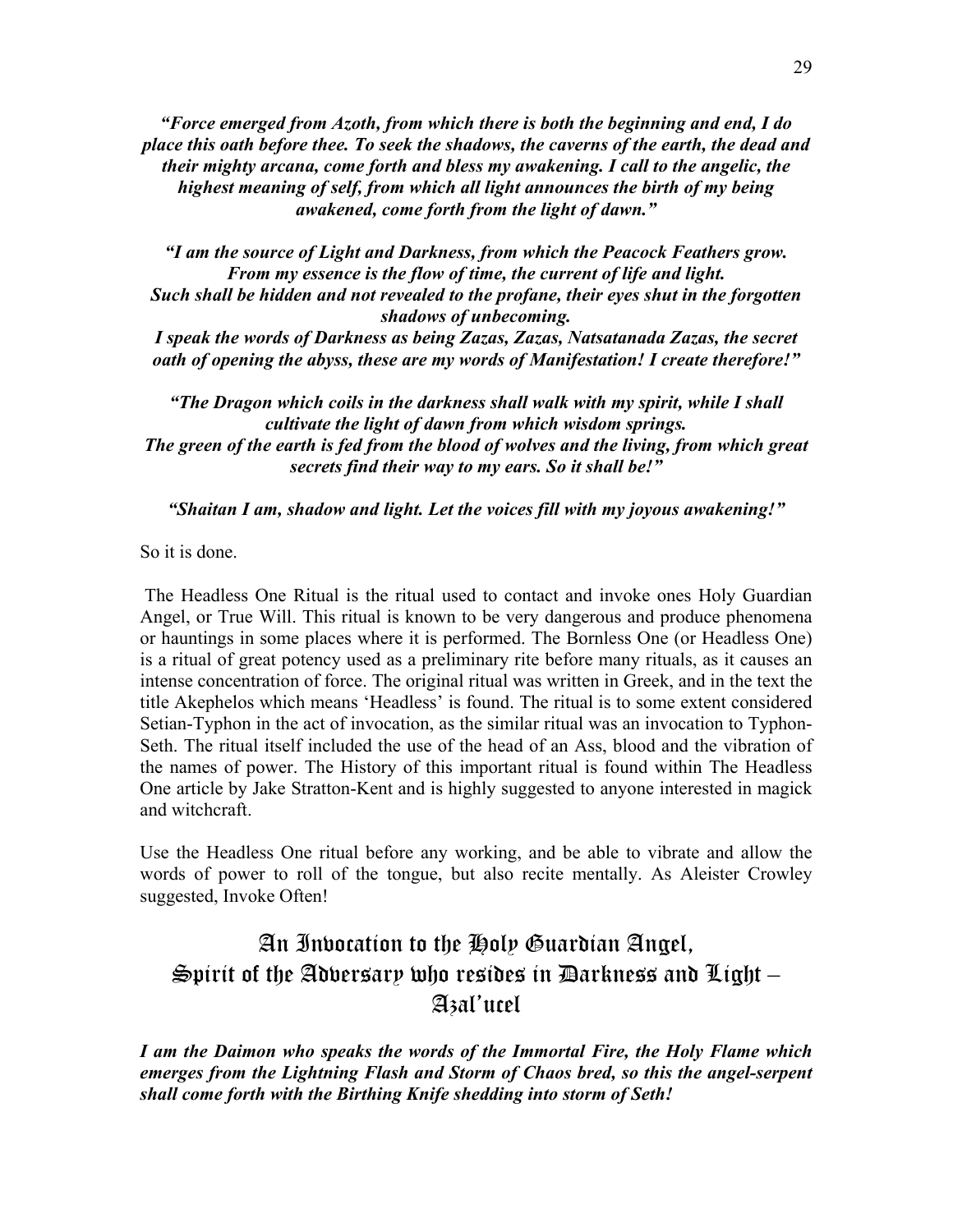***"Force emerged from Azoth, from which there is both the beginning and end, I do place this oath before thee. To seek the shadows, the caverns of the earth, the dead and their mighty arcana, come forth and bless my awakening. I call to the angelic, the highest meaning of self, from which all light announces the birth of my being awakened, come forth from the light of dawn."***

***"I am the source of Light and Darkness, from which the Peacock Feathers grow. From my essence is the flow of time, the current of life and light. Such shall be hidden and not revealed to the profane, their eyes shut in the forgotten shadows of unbecoming. I speak the words of Darkness as being Zazas, Zazas, Natsatanada Zazas, the secret oath of opening the abyss, these are my words of Manifestation! I create therefore!"***

***"The Dragon which coils in the darkness shall walk with my spirit, while I shall cultivate the light of dawn from which wisdom springs. The green of the earth is fed from the blood of wolves and the living, from which great secrets find their way to my ears. So it shall be!"***

***"Shaitan I am, shadow and light. Let the voices fill with my joyous awakening!"***

So it is done.

The Headless One Ritual is the ritual used to contact and invoke ones Holy Guardian Angel, or True Will. This ritual is known to be very dangerous and produce phenomena or hauntings in some places where it is performed. The Bornless One (or Headless One) is a ritual of great potency used as a preliminary rite before many rituals, as it causes an intense concentration of force. The original ritual was written in Greek, and in the text the title Akephelos which means 'Headless' is found. The ritual is to some extent considered Setian-Typhon in the act of invocation, as the similar ritual was an invocation to Typhon-Seth. The ritual itself included the use of the head of an Ass, blood and the vibration of the names of power. The History of this important ritual is found within The Headless One article by Jake Stratton-Kent and is highly suggested to anyone interested in magick and witchcraft.

Use the Headless One ritual before any working, and be able to vibrate and allow the words of power to roll of the tongue, but also recite mentally. As Aleister Crowley suggested, Invoke Often!

## An Invocation to the Holy Guardian Angel, Spirit of the Adversary who resides in Darkness and Light – Azal'ucel

***I am the Daimon who speaks the words of the Immortal Fire, the Holy Flame which emerges from the Lightning Flash and Storm of Chaos bred, so this the angel-serpent shall come forth with the Birthing Knife shedding into storm of Seth!***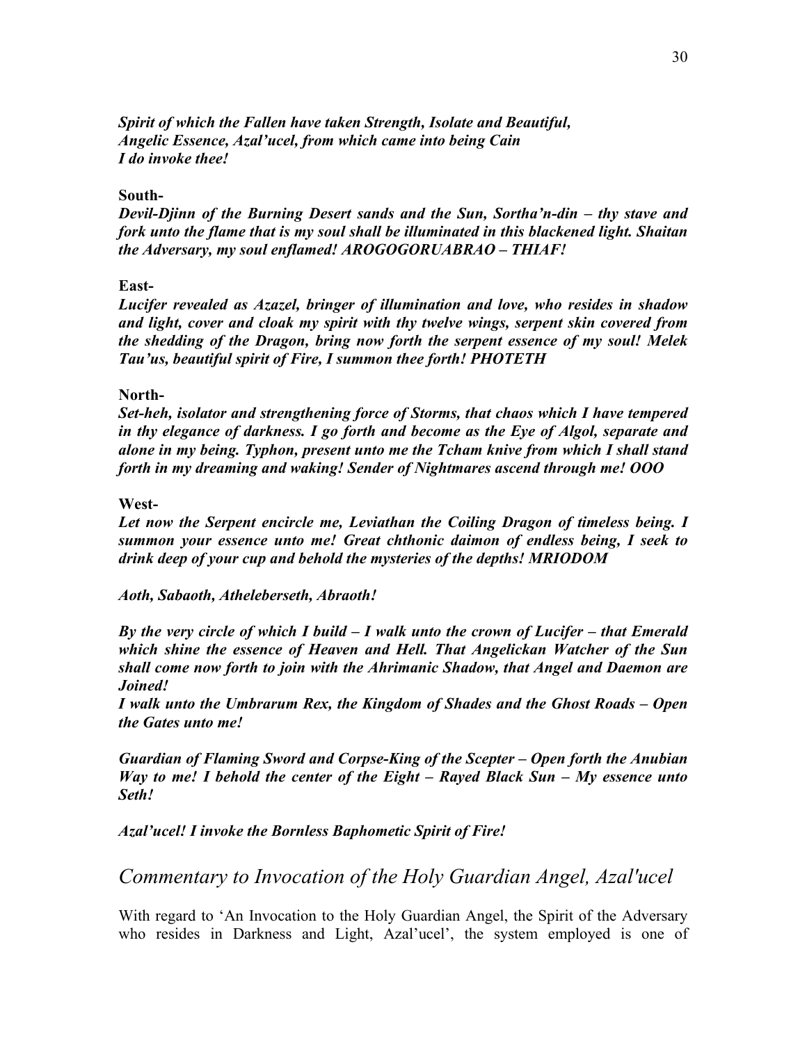***Spirit of which the Fallen have taken Strength, Isolate and Beautiful,***
***Angelic Essence, Azal'ucel, from which came into being Cain***
***I do invoke thee!***

**South-**

***Devil-Djinn of the Burning Desert sands and the Sun, Sortha'n-din – thy stave and fork unto the flame that is my soul shall be illuminated in this blackened light. Shaitan the Adversary, my soul enflamed! AROGOGORUABRAO – THIAF!***

**East-**

***Lucifer revealed as Azazel, bringer of illumination and love, who resides in shadow and light, cover and cloak my spirit with thy twelve wings, serpent skin covered from the shedding of the Dragon, bring now forth the serpent essence of my soul! Melek Tau'us, beautiful spirit of Fire, I summon thee forth! PHOTETH***

**North-**

***Set-heh, isolator and strengthening force of Storms, that chaos which I have tempered in thy elegance of darkness. I go forth and become as the Eye of Algol, separate and alone in my being. Typhon, present unto me the Tcham knive from which I shall stand forth in my dreaming and waking! Sender of Nightmares ascend through me! OOO***

**West-**

***Let now the Serpent encircle me, Leviathan the Coiling Dragon of timeless being. I summon your essence unto me! Great chthonic daimon of endless being, I seek to drink deep of your cup and behold the mysteries of the depths! MRIODOM***

***Aoth, Sabaoth, Atheleberseth, Abraoth!***

***By the very circle of which I build – I walk unto the crown of Lucifer – that Emerald which shine the essence of Heaven and Hell. That Angelickan Watcher of the Sun shall come now forth to join with the Ahrimanic Shadow, that Angel and Daemon are Joined!***
***I walk unto the Umbrarum Rex, the Kingdom of Shades and the Ghost Roads – Open the Gates unto me!***

***Guardian of Flaming Sword and Corpse-King of the Scepter – Open forth the Anubian Way to me! I behold the center of the Eight – Rayed Black Sun – My essence unto Seth!***

***Azal'ucel! I invoke the Bornless Baphometic Spirit of Fire!***

## *Commentary to Invocation of the Holy Guardian Angel, Azal'ucel*

With regard to 'An Invocation to the Holy Guardian Angel, the Spirit of the Adversary who resides in Darkness and Light, Azal'ucel', the system employed is one of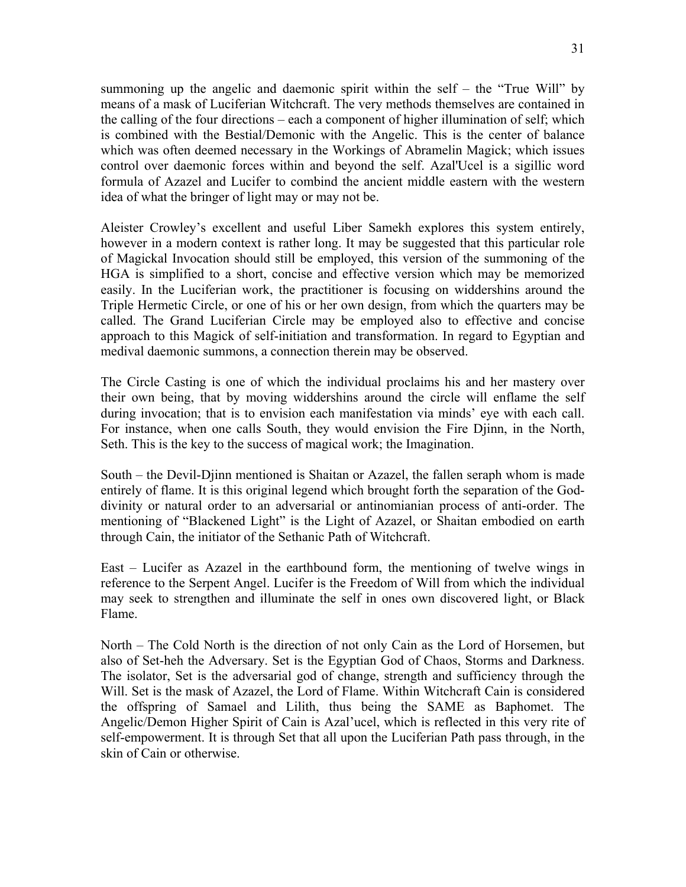summoning up the angelic and daemonic spirit within the self – the "True Will" by means of a mask of Luciferian Witchcraft. The very methods themselves are contained in the calling of the four directions – each a component of higher illumination of self; which is combined with the Bestial/Demonic with the Angelic. This is the center of balance which was often deemed necessary in the Workings of Abramelin Magick; which issues control over daemonic forces within and beyond the self. Azal'Ucel is a sigillic word formula of Azazel and Lucifer to combind the ancient middle eastern with the western idea of what the bringer of light may or may not be.

Aleister Crowley's excellent and useful Liber Samekh explores this system entirely, however in a modern context is rather long. It may be suggested that this particular role of Magickal Invocation should still be employed, this version of the summoning of the HGA is simplified to a short, concise and effective version which may be memorized easily. In the Luciferian work, the practitioner is focusing on widdershins around the Triple Hermetic Circle, or one of his or her own design, from which the quarters may be called. The Grand Luciferian Circle may be employed also to effective and concise approach to this Magick of self-initiation and transformation. In regard to Egyptian and medival daemonic summons, a connection therein may be observed.

The Circle Casting is one of which the individual proclaims his and her mastery over their own being, that by moving widdershins around the circle will enflame the self during invocation; that is to envision each manifestation via minds' eye with each call. For instance, when one calls South, they would envision the Fire Djinn, in the North, Seth. This is the key to the success of magical work; the Imagination.

South – the Devil-Djinn mentioned is Shaitan or Azazel, the fallen seraph whom is made entirely of flame. It is this original legend which brought forth the separation of the God-divinity or natural order to an adversarial or antinomianian process of anti-order. The mentioning of "Blackened Light" is the Light of Azazel, or Shaitan embodied on earth through Cain, the initiator of the Sethanic Path of Witchcraft.

East – Lucifer as Azazel in the earthbound form, the mentioning of twelve wings in reference to the Serpent Angel. Lucifer is the Freedom of Will from which the individual may seek to strengthen and illuminate the self in ones own discovered light, or Black Flame.

North – The Cold North is the direction of not only Cain as the Lord of Horsemen, but also of Set-heh the Adversary. Set is the Egyptian God of Chaos, Storms and Darkness. The isolator, Set is the adversarial god of change, strength and sufficiency through the Will. Set is the mask of Azazel, the Lord of Flame. Within Witchcraft Cain is considered the offspring of Samael and Lilith, thus being the SAME as Baphomet. The Angelic/Demon Higher Spirit of Cain is Azal'ucel, which is reflected in this very rite of self-empowerment. It is through Set that all upon the Luciferian Path pass through, in the skin of Cain or otherwise.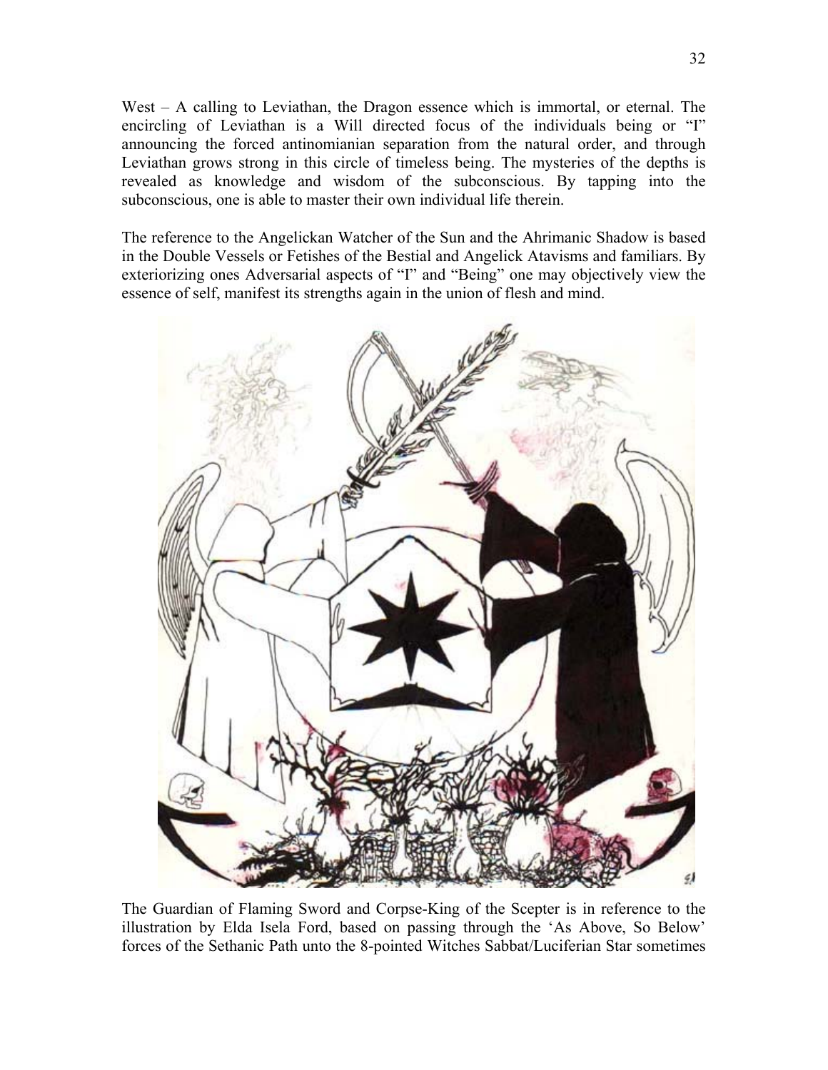West – A calling to Leviathan, the Dragon essence which is immortal, or eternal. The encircling of Leviathan is a Will directed focus of the individuals being or "I" announcing the forced antinomianian separation from the natural order, and through Leviathan grows strong in this circle of timeless being. The mysteries of the depths is revealed as knowledge and wisdom of the subconscious. By tapping into the subconscious, one is able to master their own individual life therein.

The reference to the Angelickan Watcher of the Sun and the Ahrimanic Shadow is based in the Double Vessels or Fetishes of the Bestial and Angelick Atavisms and familiars. By exteriorizing ones Adversarial aspects of "I" and "Being" one may objectively view the essence of self, manifest its strengths again in the union of flesh and mind.

The Guardian of Flaming Sword and Corpse-King of the Scepter is in reference to the illustration by Elda Isela Ford, based on passing through the 'As Above, So Below' forces of the Sethanic Path unto the 8-pointed Witches Sabbat/Luciferian Star sometimes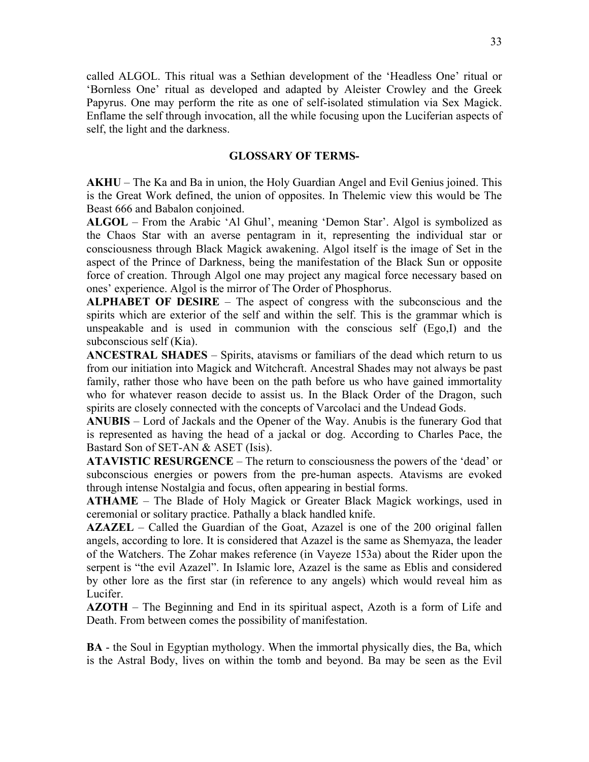called ALGOL. This ritual was a Sethian development of the 'Headless One' ritual or 'Bornless One' ritual as developed and adapted by Aleister Crowley and the Greek Papyrus. One may perform the rite as one of self-isolated stimulation via Sex Magick. Enflame the self through invocation, all the while focusing upon the Luciferian aspects of self, the light and the darkness.

## GLOSSARY OF TERMS-

**AKHU** – The Ka and Ba in union, the Holy Guardian Angel and Evil Genius joined. This is the Great Work defined, the union of opposites. In Thelemic view this would be The Beast 666 and Babalon conjoined.

**ALGOL** – From the Arabic 'Al Ghul', meaning 'Demon Star'. Algol is symbolized as the Chaos Star with an averse pentagram in it, representing the individual star or consciousness through Black Magick awakening. Algol itself is the image of Set in the aspect of the Prince of Darkness, being the manifestation of the Black Sun or opposite force of creation. Through Algol one may project any magical force necessary based on ones' experience. Algol is the mirror of The Order of Phosphorus.

**ALPHABET OF DESIRE** – The aspect of congress with the subconscious and the spirits which are exterior of the self and within the self. This is the grammar which is unspeakable and is used in communion with the conscious self (Ego,I) and the subconscious self (Kia).

**ANCESTRAL SHADES** – Spirits, atavisms or familiars of the dead which return to us from our initiation into Magick and Witchcraft. Ancestral Shades may not always be past family, rather those who have been on the path before us who have gained immortality who for whatever reason decide to assist us. In the Black Order of the Dragon, such spirits are closely connected with the concepts of Varcolaci and the Undead Gods.

**ANUBIS** – Lord of Jackals and the Opener of the Way. Anubis is the funerary God that is represented as having the head of a jackal or dog. According to Charles Pace, the Bastard Son of SET-AN & ASET (Isis).

**ATAVISTIC RESURGENCE** – The return to consciousness the powers of the 'dead' or subconscious energies or powers from the pre-human aspects. Atavisms are evoked through intense Nostalgia and focus, often appearing in bestial forms.

**ATHAME** – The Blade of Holy Magick or Greater Black Magick workings, used in ceremonial or solitary practice. Pathally a black handled knife.

**AZAZEL** – Called the Guardian of the Goat, Azazel is one of the 200 original fallen angels, according to lore. It is considered that Azazel is the same as Shemyaza, the leader of the Watchers. The Zohar makes reference (in Vayeze 153a) about the Rider upon the serpent is "the evil Azazel". In Islamic lore, Azazel is the same as Eblis and considered by other lore as the first star (in reference to any angels) which would reveal him as Lucifer.

**AZOTH** – The Beginning and End in its spiritual aspect, Azoth is a form of Life and Death. From between comes the possibility of manifestation.

**BA** - the Soul in Egyptian mythology. When the immortal physically dies, the Ba, which is the Astral Body, lives on within the tomb and beyond. Ba may be seen as the Evil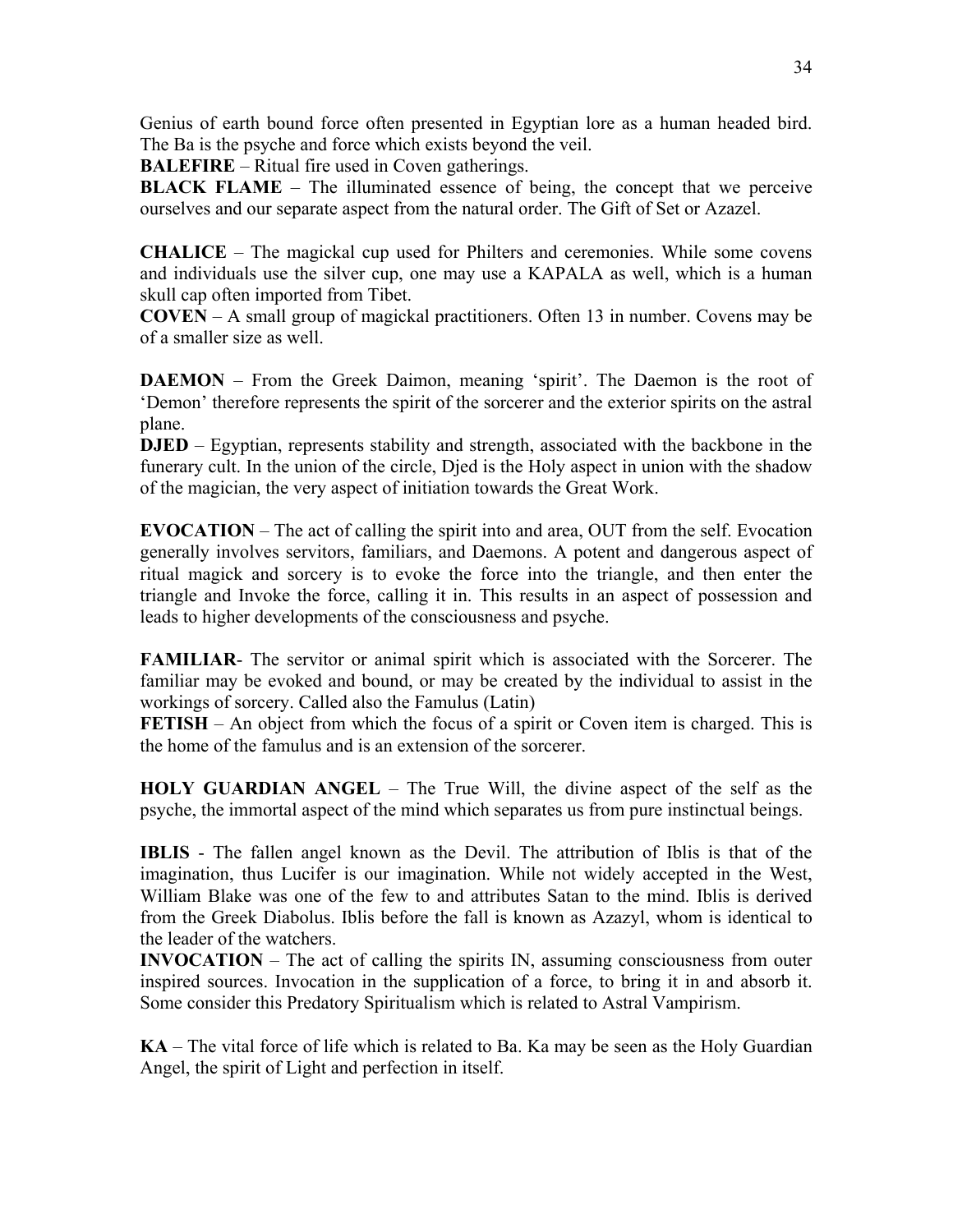Genius of earth bound force often presented in Egyptian lore as a human headed bird. The Ba is the psyche and force which exists beyond the veil.

**BALEFIRE** – Ritual fire used in Coven gatherings.

**BLACK FLAME** – The illuminated essence of being, the concept that we perceive ourselves and our separate aspect from the natural order. The Gift of Set or Azazel.

**CHALICE** – The magickal cup used for Philters and ceremonies. While some covens and individuals use the silver cup, one may use a KAPALA as well, which is a human skull cap often imported from Tibet.

**COVEN** – A small group of magickal practitioners. Often 13 in number. Covens may be of a smaller size as well.

**DAEMON** – From the Greek Daimon, meaning 'spirit'. The Daemon is the root of 'Demon' therefore represents the spirit of the sorcerer and the exterior spirits on the astral plane.

**DJED** – Egyptian, represents stability and strength, associated with the backbone in the funerary cult. In the union of the circle, Djed is the Holy aspect in union with the shadow of the magician, the very aspect of initiation towards the Great Work.

**EVOCATION** – The act of calling the spirit into and area, OUT from the self. Evocation generally involves servitors, familiars, and Daemons. A potent and dangerous aspect of ritual magick and sorcery is to evoke the force into the triangle, and then enter the triangle and Invoke the force, calling it in. This results in an aspect of possession and leads to higher developments of the consciousness and psyche.

**FAMILIAR**- The servitor or animal spirit which is associated with the Sorcerer. The familiar may be evoked and bound, or may be created by the individual to assist in the workings of sorcery. Called also the Famulus (Latin)

**FETISH** – An object from which the focus of a spirit or Coven item is charged. This is the home of the famulus and is an extension of the sorcerer.

**HOLY GUARDIAN ANGEL** – The True Will, the divine aspect of the self as the psyche, the immortal aspect of the mind which separates us from pure instinctual beings.

**IBLIS** - The fallen angel known as the Devil. The attribution of Iblis is that of the imagination, thus Lucifer is our imagination. While not widely accepted in the West, William Blake was one of the few to and attributes Satan to the mind. Iblis is derived from the Greek Diabolus. Iblis before the fall is known as Azazyl, whom is identical to the leader of the watchers.

**INVOCATION** – The act of calling the spirits IN, assuming consciousness from outer inspired sources. Invocation in the supplication of a force, to bring it in and absorb it. Some consider this Predatory Spiritualism which is related to Astral Vampirism.

**KA** – The vital force of life which is related to Ba. Ka may be seen as the Holy Guardian Angel, the spirit of Light and perfection in itself.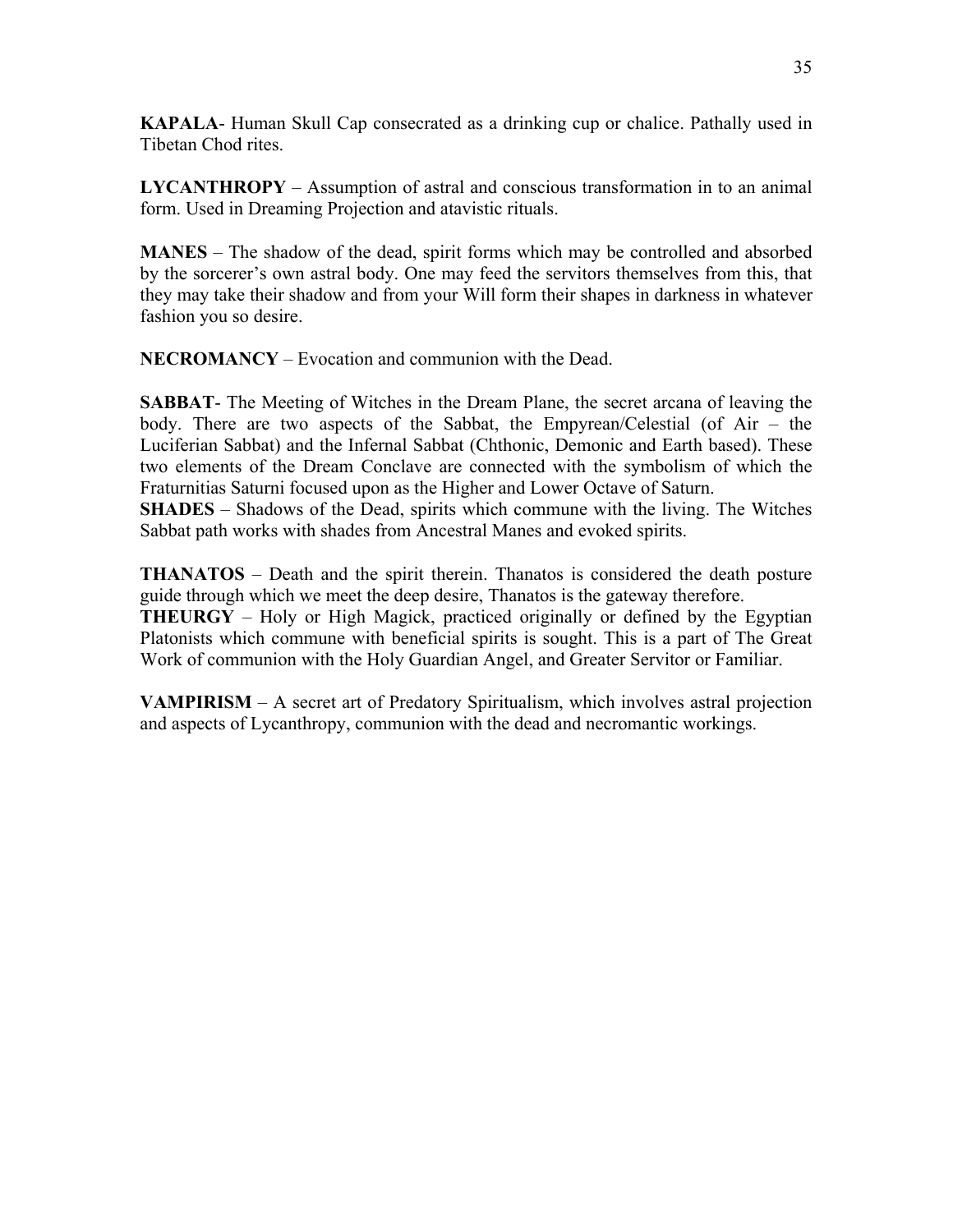**KAPALA**- Human Skull Cap consecrated as a drinking cup or chalice. Pathally used in Tibetan Chod rites.

**LYCANTHROPY** – Assumption of astral and conscious transformation in to an animal form. Used in Dreaming Projection and atavistic rituals.

**MANES** – The shadow of the dead, spirit forms which may be controlled and absorbed by the sorcerer's own astral body. One may feed the servitors themselves from this, that they may take their shadow and from your Will form their shapes in darkness in whatever fashion you so desire.

**NECROMANCY** – Evocation and communion with the Dead.

**SABBAT**- The Meeting of Witches in the Dream Plane, the secret arcana of leaving the body. There are two aspects of the Sabbat, the Empyrean/Celestial (of Air – the Luciferian Sabbat) and the Infernal Sabbat (Chthonic, Demonic and Earth based). These two elements of the Dream Conclave are connected with the symbolism of which the Fraturnitias Saturni focused upon as the Higher and Lower Octave of Saturn.

**SHADES** – Shadows of the Dead, spirits which commune with the living. The Witches Sabbat path works with shades from Ancestral Manes and evoked spirits.

**THANATOS** – Death and the spirit therein. Thanatos is considered the death posture guide through which we meet the deep desire, Thanatos is the gateway therefore.

**THEURGY** – Holy or High Magick, practiced originally or defined by the Egyptian Platonists which commune with beneficial spirits is sought. This is a part of The Great Work of communion with the Holy Guardian Angel, and Greater Servitor or Familiar.

**VAMPIRISM** – A secret art of Predatory Spiritualism, which involves astral projection and aspects of Lycanthropy, communion with the dead and necromantic workings.